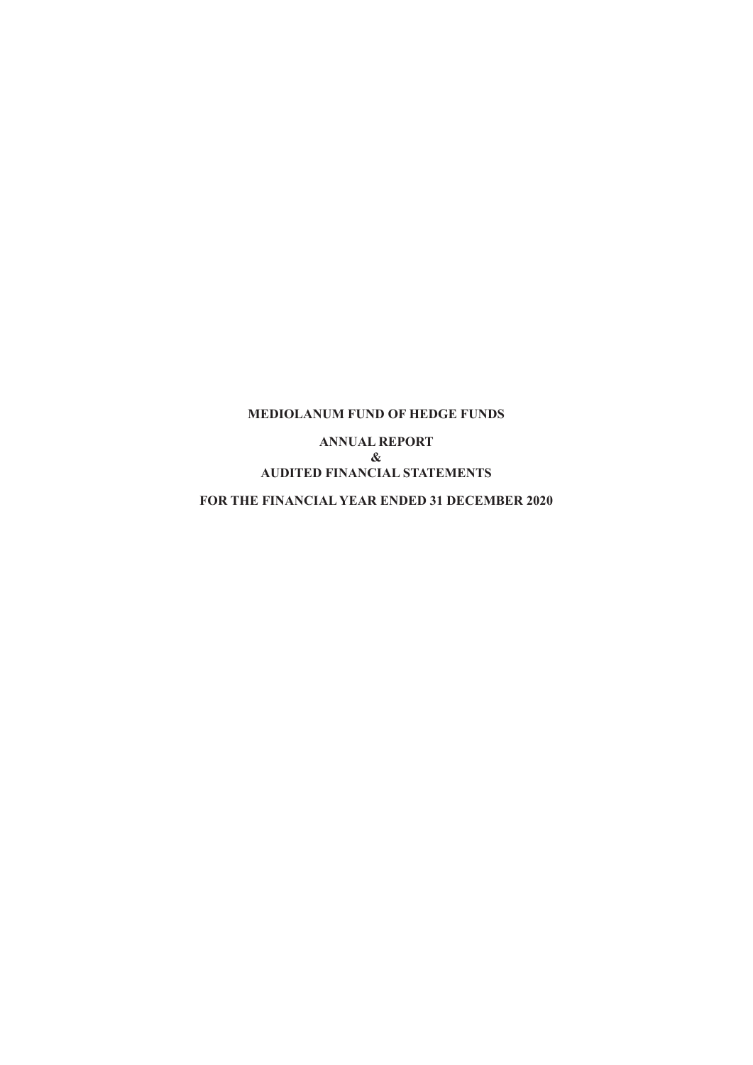# MEDIOLANUM FUND OF HEDGE FUNDS

## ANNUAL REPORT
## &
## AUDITED FINANCIAL STATEMENTS

## FOR THE FINANCIAL YEAR ENDED 31 DECEMBER 2020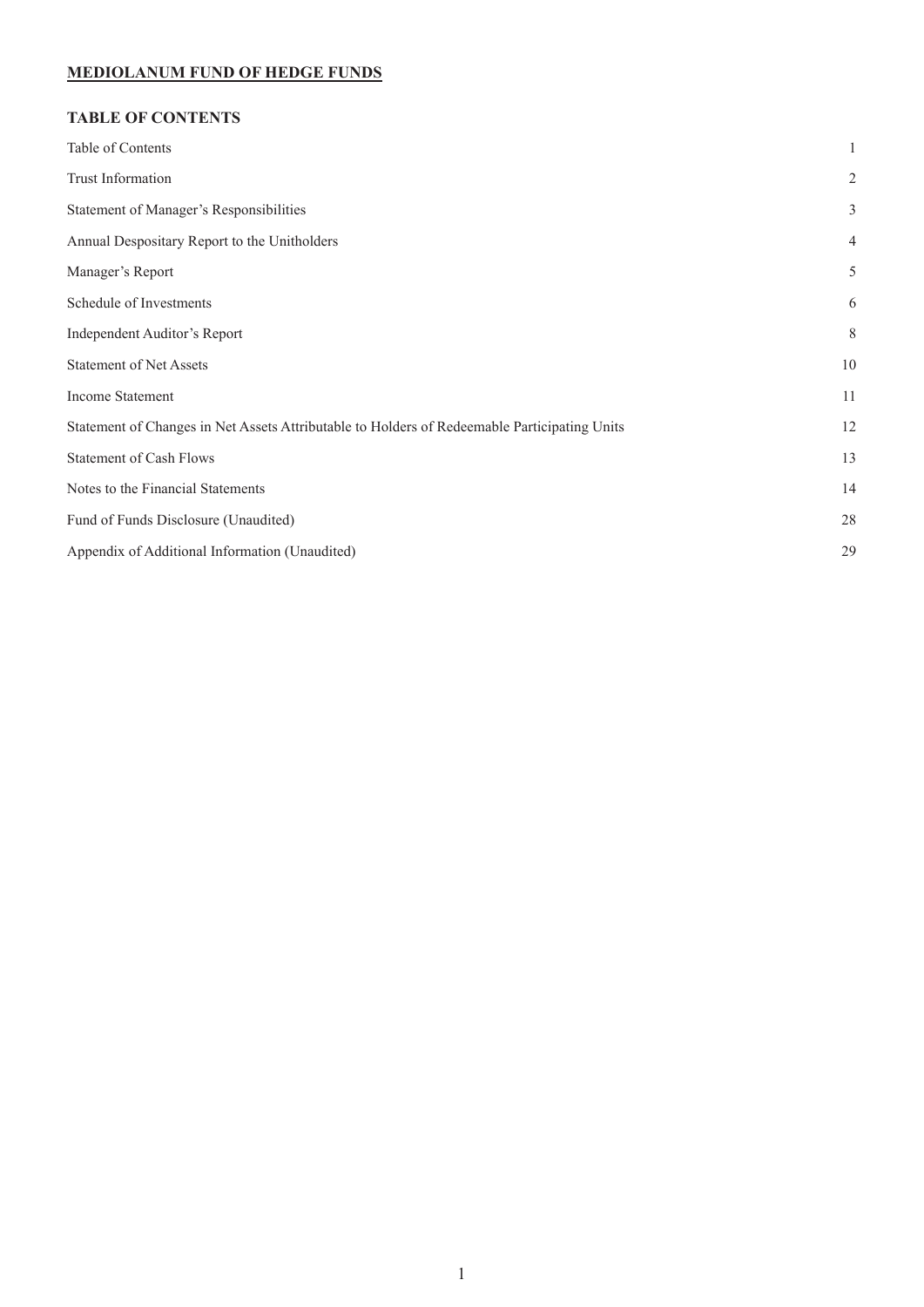# MEDIOLANUM FUND OF HEDGE FUNDS

## TABLE OF CONTENTS

| | |
|---|---|
| Table of Contents | 1 |
| Trust Information | 2 |
| Statement of Manager's Responsibilities | 3 |
| Annual Despositary Report to the Unitholders | 4 |
| Manager's Report | 5 |
| Schedule of Investments | 6 |
| Independent Auditor's Report | 8 |
| Statement of Net Assets | 10 |
| Income Statement | 11 |
| Statement of Changes in Net Assets Attributable to Holders of Redeemable Participating Units | 12 |
| Statement of Cash Flows | 13 |
| Notes to the Financial Statements | 14 |
| Fund of Funds Disclosure (Unaudited) | 28 |
| Appendix of Additional Information (Unaudited) | 29 |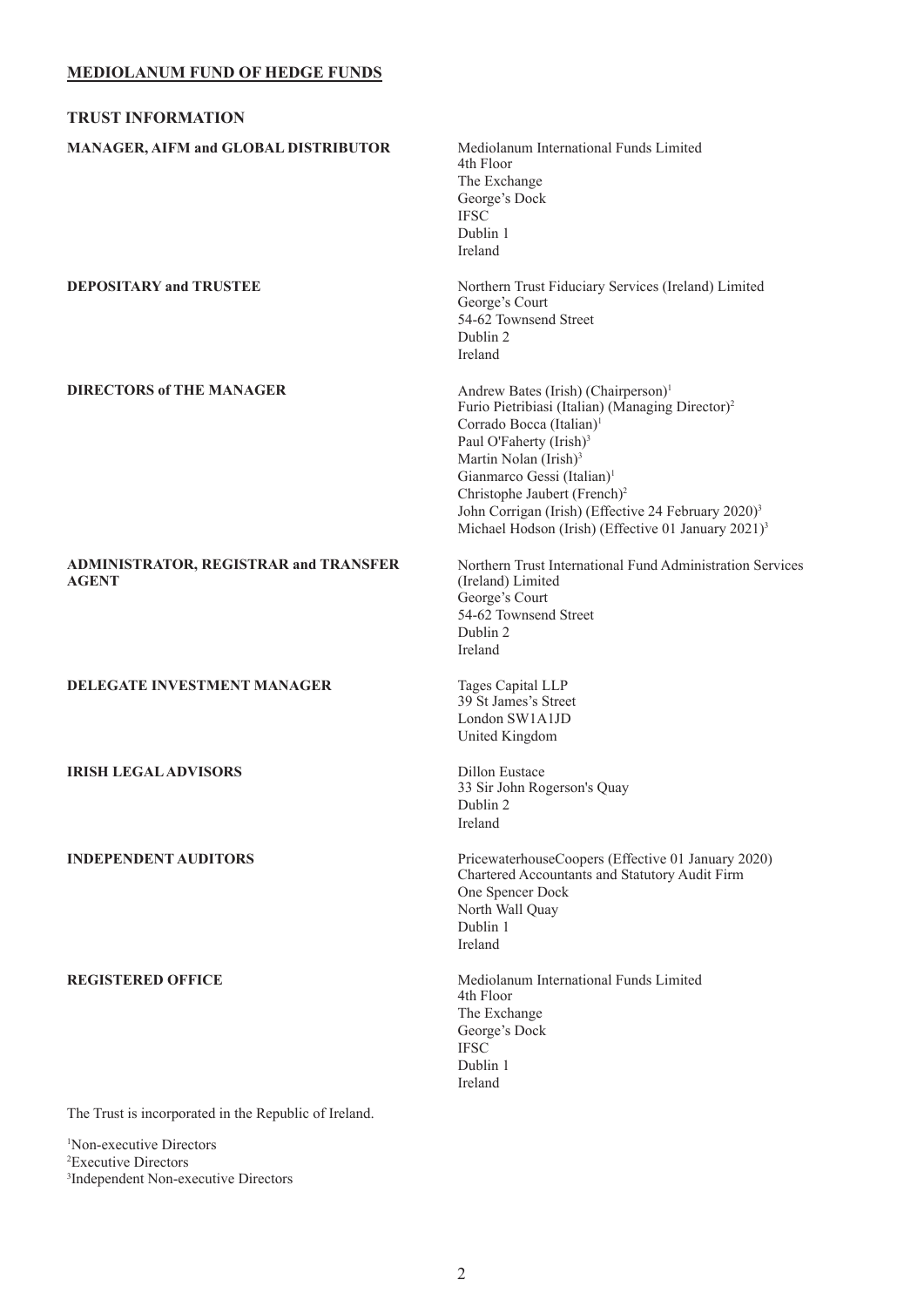# MEDIOLANUM FUND OF HEDGE FUNDS

## TRUST INFORMATION

**MANAGER, AIFM and GLOBAL DISTRIBUTOR**

Mediolanum International Funds Limited
4th Floor
The Exchange
George's Dock
IFSC
Dublin 1
Ireland

**DEPOSITARY and TRUSTEE**

Northern Trust Fiduciary Services (Ireland) Limited
George's Court
54-62 Townsend Street
Dublin 2
Ireland

**DIRECTORS of THE MANAGER**

Andrew Bates (Irish) (Chairperson)[1]
Furio Pietribiasi (Italian) (Managing Director)[2]
Corrado Bocca (Italian)[1]
Paul O'Faherty (Irish)[3]
Martin Nolan (Irish)[3]
Gianmarco Gessi (Italian)[1]
Christophe Jaubert (French)[2]
John Corrigan (Irish) (Effective 24 February 2020)[3]
Michael Hodson (Irish) (Effective 01 January 2021)[3]

**ADMINISTRATOR, REGISTRAR and TRANSFER AGENT**

Northern Trust International Fund Administration Services (Ireland) Limited
George's Court
54-62 Townsend Street
Dublin 2
Ireland

**DELEGATE INVESTMENT MANAGER**

Tages Capital LLP
39 St James's Street
London SW1A1JD
United Kingdom

**IRISH LEGAL ADVISORS**

Dillon Eustace
33 Sir John Rogerson's Quay
Dublin 2
Ireland

**INDEPENDENT AUDITORS**

PricewaterhouseCoopers (Effective 01 January 2020)
Chartered Accountants and Statutory Audit Firm
One Spencer Dock
North Wall Quay
Dublin 1
Ireland

**REGISTERED OFFICE**

Mediolanum International Funds Limited
4th Floor
The Exchange
George's Dock
IFSC
Dublin 1
Ireland

The Trust is incorporated in the Republic of Ireland.

[1]Non-executive Directors
[2]Executive Directors
[3]Independent Non-executive Directors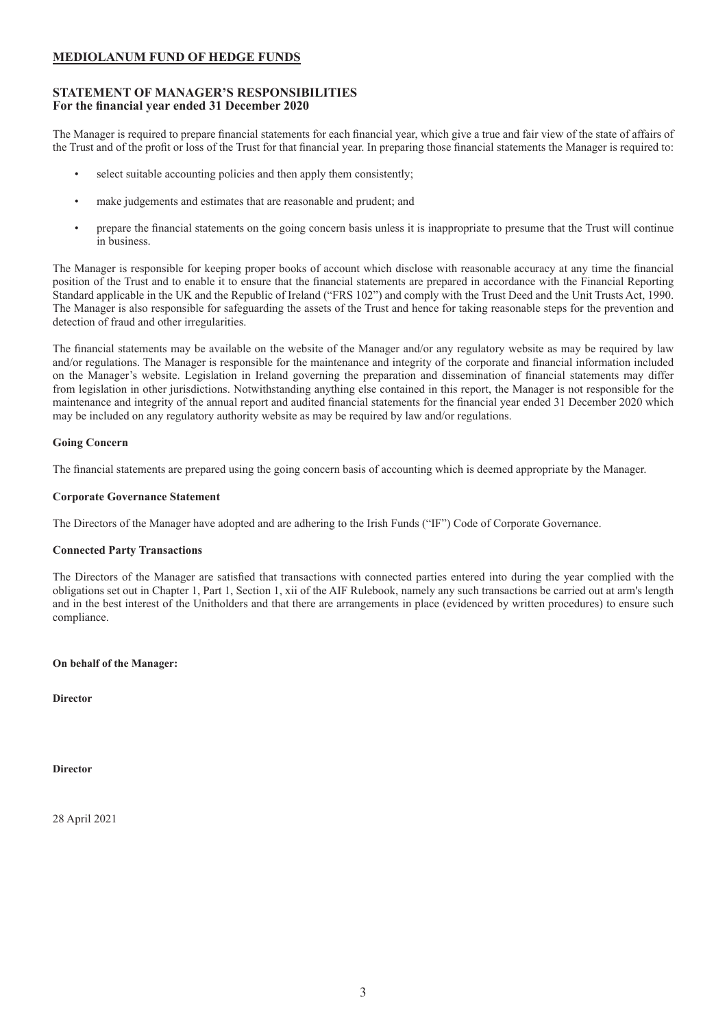# MEDIOLANUM FUND OF HEDGE FUNDS

## STATEMENT OF MANAGER'S RESPONSIBILITIES
**For the financial year ended 31 December 2020**

The Manager is required to prepare financial statements for each financial year, which give a true and fair view of the state of affairs of the Trust and of the profit or loss of the Trust for that financial year. In preparing those financial statements the Manager is required to:

- select suitable accounting policies and then apply them consistently;
- make judgements and estimates that are reasonable and prudent; and
- prepare the financial statements on the going concern basis unless it is inappropriate to presume that the Trust will continue in business.

The Manager is responsible for keeping proper books of account which disclose with reasonable accuracy at any time the financial position of the Trust and to enable it to ensure that the financial statements are prepared in accordance with the Financial Reporting Standard applicable in the UK and the Republic of Ireland ("FRS 102") and comply with the Trust Deed and the Unit Trusts Act, 1990. The Manager is also responsible for safeguarding the assets of the Trust and hence for taking reasonable steps for the prevention and detection of fraud and other irregularities.

The financial statements may be available on the website of the Manager and/or any regulatory website as may be required by law and/or regulations. The Manager is responsible for the maintenance and integrity of the corporate and financial information included on the Manager's website. Legislation in Ireland governing the preparation and dissemination of financial statements may differ from legislation in other jurisdictions. Notwithstanding anything else contained in this report, the Manager is not responsible for the maintenance and integrity of the annual report and audited financial statements for the financial year ended 31 December 2020 which may be included on any regulatory authority website as may be required by law and/or regulations.

### Going Concern

The financial statements are prepared using the going concern basis of accounting which is deemed appropriate by the Manager.

### Corporate Governance Statement

The Directors of the Manager have adopted and are adhering to the Irish Funds ("IF") Code of Corporate Governance.

### Connected Party Transactions

The Directors of the Manager are satisfied that transactions with connected parties entered into during the year complied with the obligations set out in Chapter 1, Part 1, Section 1, xii of the AIF Rulebook, namely any such transactions be carried out at arm's length and in the best interest of the Unitholders and that there are arrangements in place (evidenced by written procedures) to ensure such compliance.

**On behalf of the Manager:**

**Director**

**Director**

28 April 2021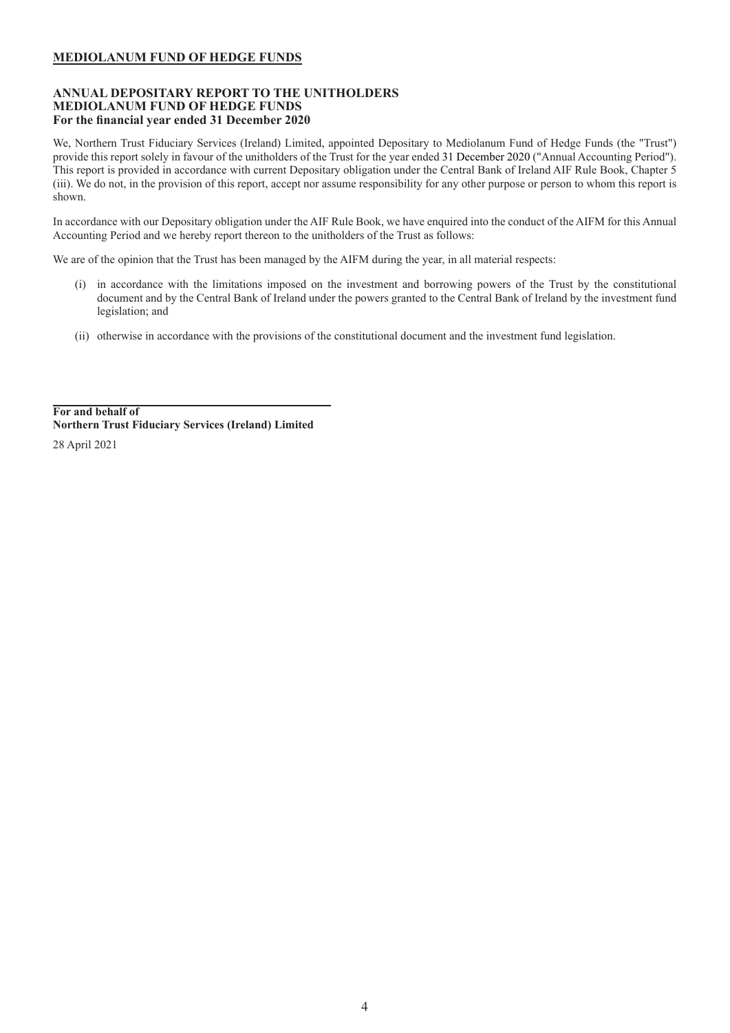**MEDIOLANUM FUND OF HEDGE FUNDS**

## ANNUAL DEPOSITARY REPORT TO THE UNITHOLDERS
## MEDIOLANUM FUND OF HEDGE FUNDS
### For the financial year ended 31 December 2020

We, Northern Trust Fiduciary Services (Ireland) Limited, appointed Depositary to Mediolanum Fund of Hedge Funds (the "Trust") provide this report solely in favour of the unitholders of the Trust for the year ended 31 December 2020 ("Annual Accounting Period"). This report is provided in accordance with current Depositary obligation under the Central Bank of Ireland AIF Rule Book, Chapter 5 (iii). We do not, in the provision of this report, accept nor assume responsibility for any other purpose or person to whom this report is shown.

In accordance with our Depositary obligation under the AIF Rule Book, we have enquired into the conduct of the AIFM for this Annual Accounting Period and we hereby report thereon to the unitholders of the Trust as follows:

We are of the opinion that the Trust has been managed by the AIFM during the year, in all material respects:

(i) in accordance with the limitations imposed on the investment and borrowing powers of the Trust by the constitutional document and by the Central Bank of Ireland under the powers granted to the Central Bank of Ireland by the investment fund legislation; and

(ii) otherwise in accordance with the provisions of the constitutional document and the investment fund legislation.

**For and behalf of**
**Northern Trust Fiduciary Services (Ireland) Limited**

28 April 2021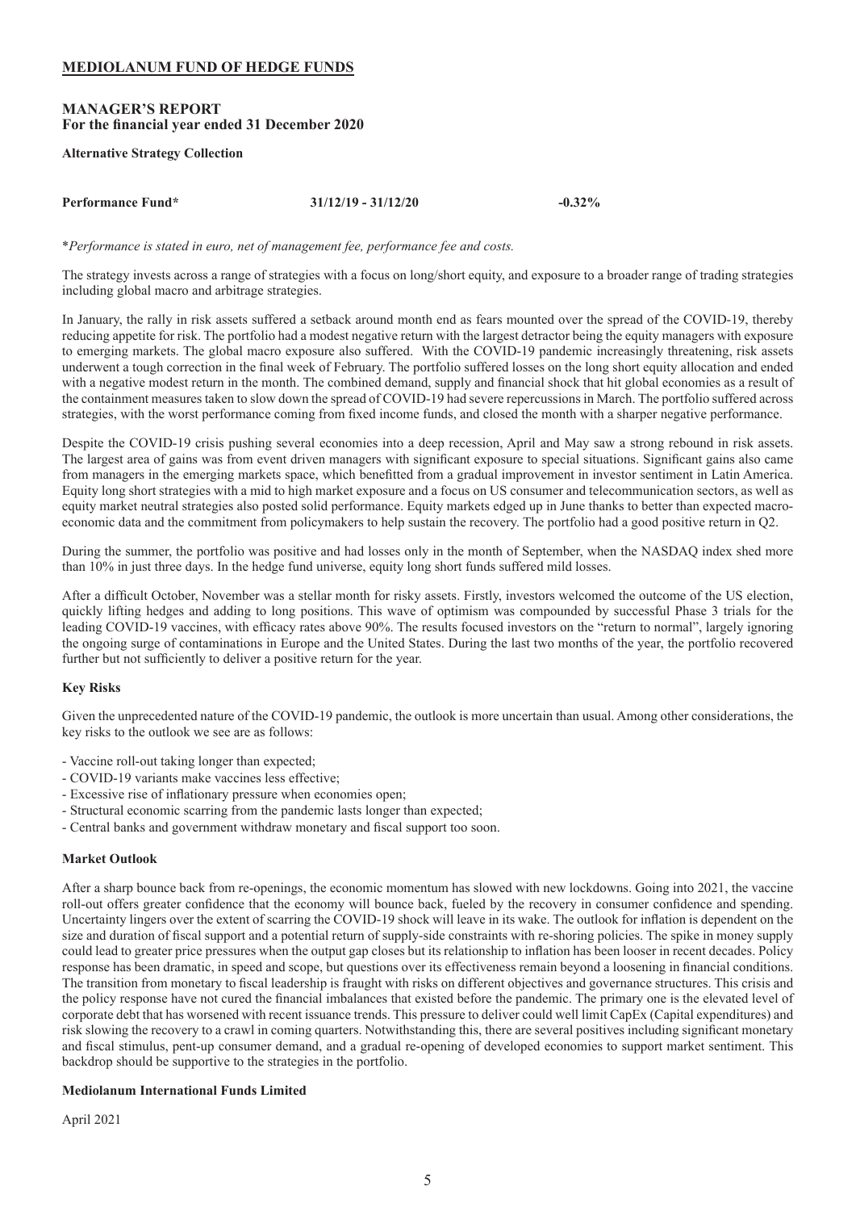# MEDIOLANUM FUND OF HEDGE FUNDS

## MANAGER'S REPORT
**For the financial year ended 31 December 2020**

**Alternative Strategy Collection**

| **Performance Fund*** | **31/12/19 - 31/12/20** | **-0.32%** |
|---|---|---|

**Performance is stated in euro, net of management fee, performance fee and costs.*

The strategy invests across a range of strategies with a focus on long/short equity, and exposure to a broader range of trading strategies including global macro and arbitrage strategies.

In January, the rally in risk assets suffered a setback around month end as fears mounted over the spread of the COVID-19, thereby reducing appetite for risk. The portfolio had a modest negative return with the largest detractor being the equity managers with exposure to emerging markets. The global macro exposure also suffered. With the COVID-19 pandemic increasingly threatening, risk assets underwent a tough correction in the final week of February. The portfolio suffered losses on the long short equity allocation and ended with a negative modest return in the month. The combined demand, supply and financial shock that hit global economies as a result of the containment measures taken to slow down the spread of COVID-19 had severe repercussions in March. The portfolio suffered across strategies, with the worst performance coming from fixed income funds, and closed the month with a sharper negative performance.

Despite the COVID-19 crisis pushing several economies into a deep recession, April and May saw a strong rebound in risk assets. The largest area of gains was from event driven managers with significant exposure to special situations. Significant gains also came from managers in the emerging markets space, which benefitted from a gradual improvement in investor sentiment in Latin America. Equity long short strategies with a mid to high market exposure and a focus on US consumer and telecommunication sectors, as well as equity market neutral strategies also posted solid performance. Equity markets edged up in June thanks to better than expected macro-economic data and the commitment from policymakers to help sustain the recovery. The portfolio had a good positive return in Q2.

During the summer, the portfolio was positive and had losses only in the month of September, when the NASDAQ index shed more than 10% in just three days. In the hedge fund universe, equity long short funds suffered mild losses.

After a difficult October, November was a stellar month for risky assets. Firstly, investors welcomed the outcome of the US election, quickly lifting hedges and adding to long positions. This wave of optimism was compounded by successful Phase 3 trials for the leading COVID-19 vaccines, with efficacy rates above 90%. The results focused investors on the "return to normal", largely ignoring the ongoing surge of contaminations in Europe and the United States. During the last two months of the year, the portfolio recovered further but not sufficiently to deliver a positive return for the year.

### Key Risks

Given the unprecedented nature of the COVID-19 pandemic, the outlook is more uncertain than usual. Among other considerations, the key risks to the outlook we see are as follows:

- Vaccine roll-out taking longer than expected;
- COVID-19 variants make vaccines less effective;
- Excessive rise of inflationary pressure when economies open;
- Structural economic scarring from the pandemic lasts longer than expected;
- Central banks and government withdraw monetary and fiscal support too soon.

### Market Outlook

After a sharp bounce back from re-openings, the economic momentum has slowed with new lockdowns. Going into 2021, the vaccine roll-out offers greater confidence that the economy will bounce back, fueled by the recovery in consumer confidence and spending. Uncertainty lingers over the extent of scarring the COVID-19 shock will leave in its wake. The outlook for inflation is dependent on the size and duration of fiscal support and a potential return of supply-side constraints with re-shoring policies. The spike in money supply could lead to greater price pressures when the output gap closes but its relationship to inflation has been looser in recent decades. Policy response has been dramatic, in speed and scope, but questions over its effectiveness remain beyond a loosening in financial conditions. The transition from monetary to fiscal leadership is fraught with risks on different objectives and governance structures. This crisis and the policy response have not cured the financial imbalances that existed before the pandemic. The primary one is the elevated level of corporate debt that has worsened with recent issuance trends. This pressure to deliver could well limit CapEx (Capital expenditures) and risk slowing the recovery to a crawl in coming quarters. Notwithstanding this, there are several positives including significant monetary and fiscal stimulus, pent-up consumer demand, and a gradual re-opening of developed economies to support market sentiment. This backdrop should be supportive to the strategies in the portfolio.

**Mediolanum International Funds Limited**

April 2021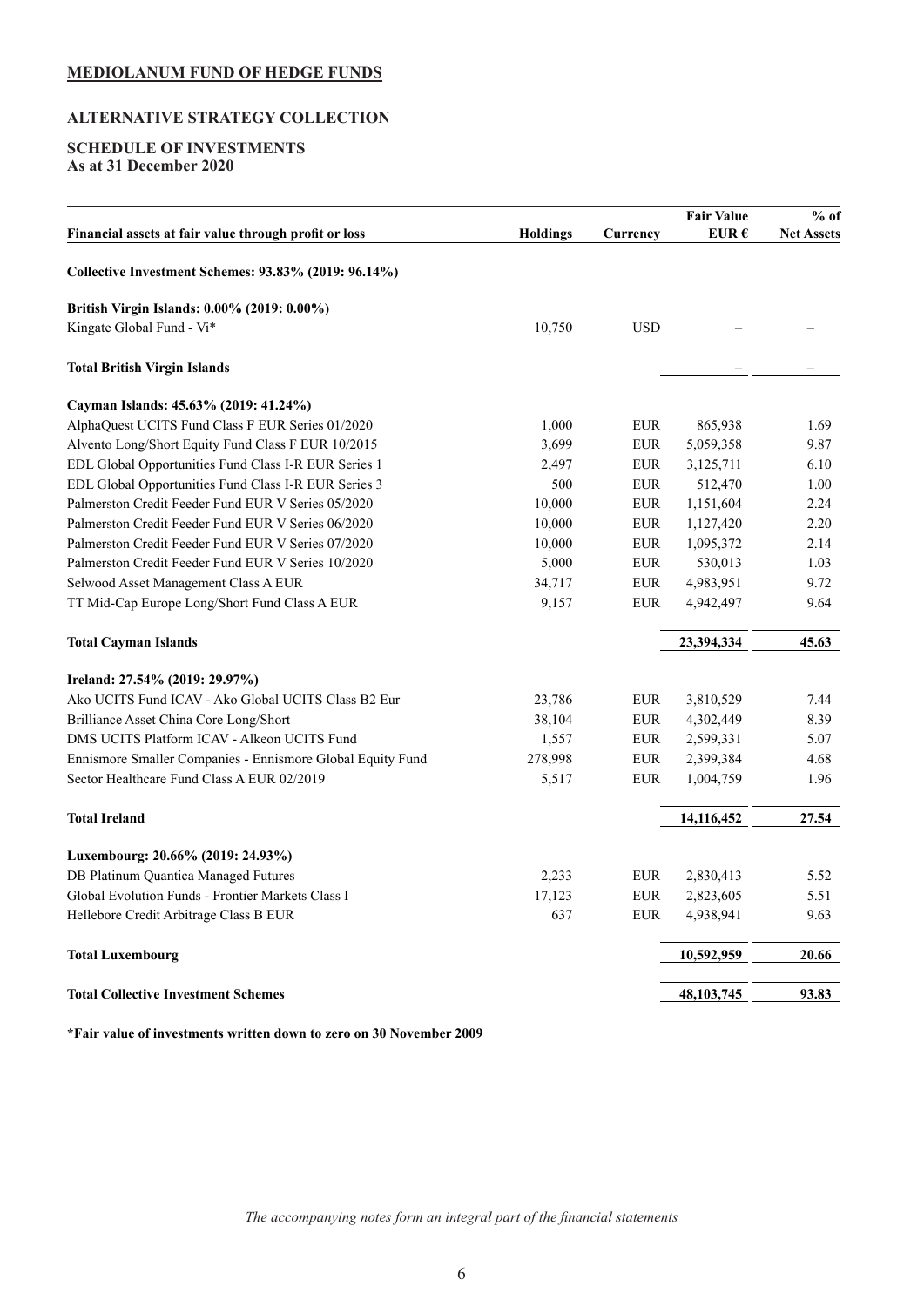**MEDIOLANUM FUND OF HEDGE FUNDS**

**ALTERNATIVE STRATEGY COLLECTION**

**SCHEDULE OF INVESTMENTS**
**As at 31 December 2020**

| Financial assets at fair value through profit or loss | Holdings | Currency | Fair Value EUR € | % of Net Assets |
|---|---|---|---|---|
| **Collective Investment Schemes: 93.83% (2019: 96.14%)** | | | | |
| **British Virgin Islands: 0.00% (2019: 0.00%)** | | | | |
| Kingate Global Fund - Vi* | 10,750 | USD | – | – |
| **Total British Virgin Islands** | | | **–** | **–** |
| **Cayman Islands: 45.63% (2019: 41.24%)** | | | | |
| AlphaQuest UCITS Fund Class F EUR Series 01/2020 | 1,000 | EUR | 865,938 | 1.69 |
| Alvento Long/Short Equity Fund Class F EUR 10/2015 | 3,699 | EUR | 5,059,358 | 9.87 |
| EDL Global Opportunities Fund Class I-R EUR Series 1 | 2,497 | EUR | 3,125,711 | 6.10 |
| EDL Global Opportunities Fund Class I-R EUR Series 3 | 500 | EUR | 512,470 | 1.00 |
| Palmerston Credit Feeder Fund EUR V Series 05/2020 | 10,000 | EUR | 1,151,604 | 2.24 |
| Palmerston Credit Feeder Fund EUR V Series 06/2020 | 10,000 | EUR | 1,127,420 | 2.20 |
| Palmerston Credit Feeder Fund EUR V Series 07/2020 | 10,000 | EUR | 1,095,372 | 2.14 |
| Palmerston Credit Feeder Fund EUR V Series 10/2020 | 5,000 | EUR | 530,013 | 1.03 |
| Selwood Asset Management Class A EUR | 34,717 | EUR | 4,983,951 | 9.72 |
| TT Mid-Cap Europe Long/Short Fund Class A EUR | 9,157 | EUR | 4,942,497 | 9.64 |
| **Total Cayman Islands** | | | **23,394,334** | **45.63** |
| **Ireland: 27.54% (2019: 29.97%)** | | | | |
| Ako UCITS Fund ICAV - Ako Global UCITS Class B2 Eur | 23,786 | EUR | 3,810,529 | 7.44 |
| Brilliance Asset China Core Long/Short | 38,104 | EUR | 4,302,449 | 8.39 |
| DMS UCITS Platform ICAV - Alkeon UCITS Fund | 1,557 | EUR | 2,599,331 | 5.07 |
| Ennismore Smaller Companies - Ennismore Global Equity Fund | 278,998 | EUR | 2,399,384 | 4.68 |
| Sector Healthcare Fund Class A EUR 02/2019 | 5,517 | EUR | 1,004,759 | 1.96 |
| **Total Ireland** | | | **14,116,452** | **27.54** |
| **Luxembourg: 20.66% (2019: 24.93%)** | | | | |
| DB Platinum Quantica Managed Futures | 2,233 | EUR | 2,830,413 | 5.52 |
| Global Evolution Funds - Frontier Markets Class I | 17,123 | EUR | 2,823,605 | 5.51 |
| Hellebore Credit Arbitrage Class B EUR | 637 | EUR | 4,938,941 | 9.63 |
| **Total Luxembourg** | | | **10,592,959** | **20.66** |
| **Total Collective Investment Schemes** | | | **48,103,745** | **93.83** |

**\*Fair value of investments written down to zero on 30 November 2009**

*The accompanying notes form an integral part of the financial statements*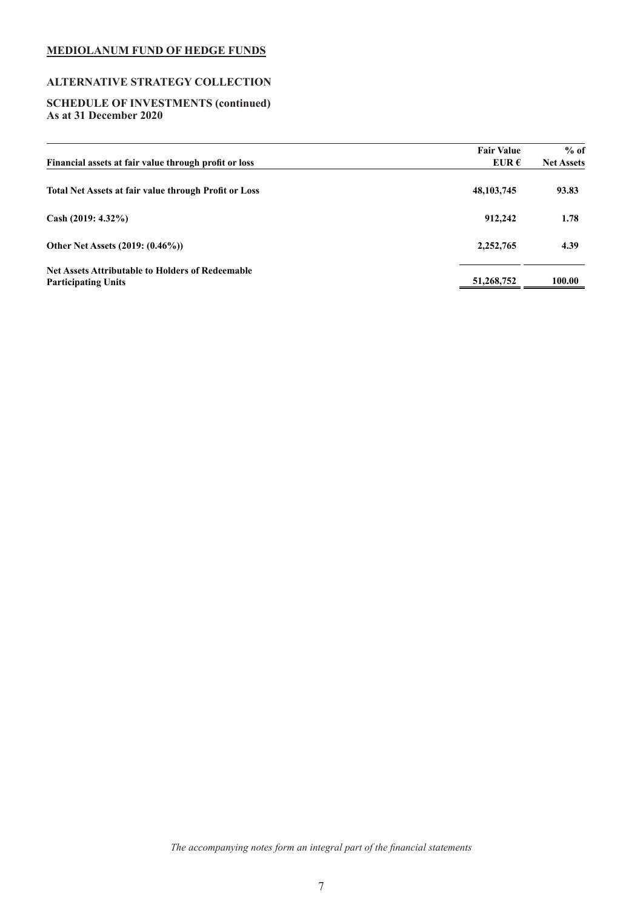**MEDIOLANUM FUND OF HEDGE FUNDS**

**ALTERNATIVE STRATEGY COLLECTION**

**SCHEDULE OF INVESTMENTS (continued)**
**As at 31 December 2020**

| Financial assets at fair value through profit or loss | Fair Value EUR € | % of Net Assets |
|---|---|---|
| **Total Net Assets at fair value through Profit or Loss** | **48,103,745** | **93.83** |
| **Cash (2019: 4.32%)** | **912,242** | **1.78** |
| **Other Net Assets (2019: (0.46%))** | **2,252,765** | **4.39** |
| **Net Assets Attributable to Holders of Redeemable Participating Units** | **51,268,752** | **100.00** |

*The accompanying notes form an integral part of the financial statements*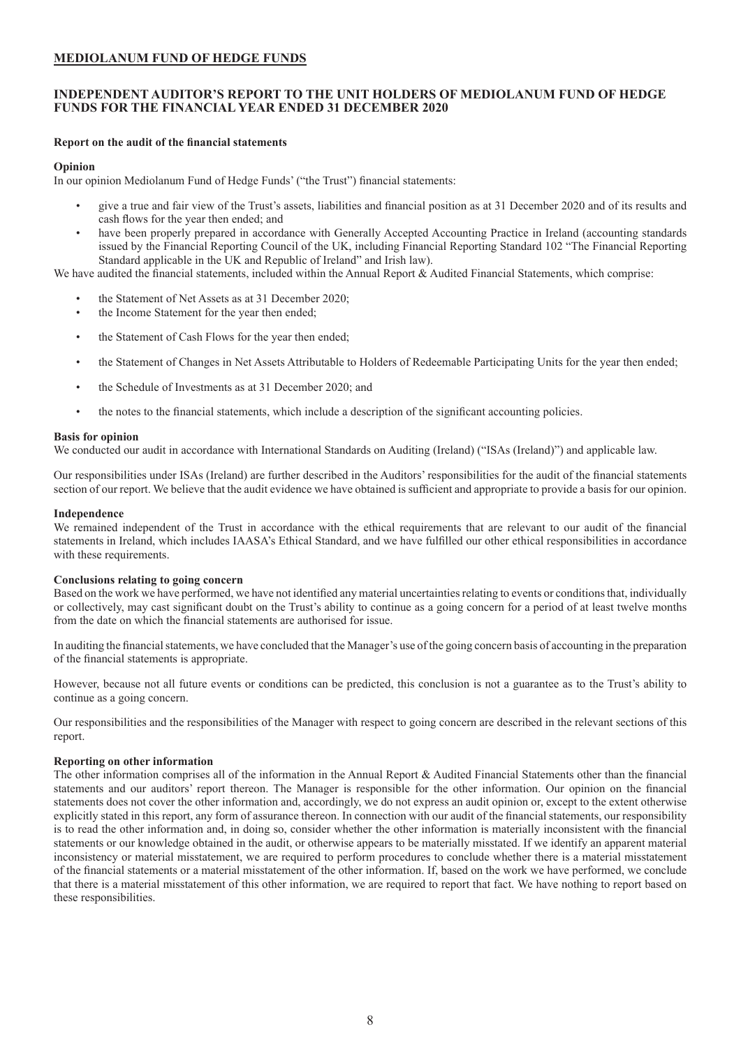# MEDIOLANUM FUND OF HEDGE FUNDS

## INDEPENDENT AUDITOR'S REPORT TO THE UNIT HOLDERS OF MEDIOLANUM FUND OF HEDGE FUNDS FOR THE FINANCIAL YEAR ENDED 31 DECEMBER 2020

### Report on the audit of the financial statements

**Opinion**

In our opinion Mediolanum Fund of Hedge Funds' ("the Trust") financial statements:

- give a true and fair view of the Trust's assets, liabilities and financial position as at 31 December 2020 and of its results and cash flows for the year then ended; and
- have been properly prepared in accordance with Generally Accepted Accounting Practice in Ireland (accounting standards issued by the Financial Reporting Council of the UK, including Financial Reporting Standard 102 "The Financial Reporting Standard applicable in the UK and Republic of Ireland" and Irish law).

We have audited the financial statements, included within the Annual Report & Audited Financial Statements, which comprise:

- the Statement of Net Assets as at 31 December 2020;
- the Income Statement for the year then ended;
- the Statement of Cash Flows for the year then ended;
- the Statement of Changes in Net Assets Attributable to Holders of Redeemable Participating Units for the year then ended;
- the Schedule of Investments as at 31 December 2020; and
- the notes to the financial statements, which include a description of the significant accounting policies.

**Basis for opinion**

We conducted our audit in accordance with International Standards on Auditing (Ireland) ("ISAs (Ireland)") and applicable law.

Our responsibilities under ISAs (Ireland) are further described in the Auditors' responsibilities for the audit of the financial statements section of our report. We believe that the audit evidence we have obtained is sufficient and appropriate to provide a basis for our opinion.

**Independence**

We remained independent of the Trust in accordance with the ethical requirements that are relevant to our audit of the financial statements in Ireland, which includes IAASA's Ethical Standard, and we have fulfilled our other ethical responsibilities in accordance with these requirements.

**Conclusions relating to going concern**

Based on the work we have performed, we have not identified any material uncertainties relating to events or conditions that, individually or collectively, may cast significant doubt on the Trust's ability to continue as a going concern for a period of at least twelve months from the date on which the financial statements are authorised for issue.

In auditing the financial statements, we have concluded that the Manager's use of the going concern basis of accounting in the preparation of the financial statements is appropriate.

However, because not all future events or conditions can be predicted, this conclusion is not a guarantee as to the Trust's ability to continue as a going concern.

Our responsibilities and the responsibilities of the Manager with respect to going concern are described in the relevant sections of this report.

**Reporting on other information**

The other information comprises all of the information in the Annual Report & Audited Financial Statements other than the financial statements and our auditors' report thereon. The Manager is responsible for the other information. Our opinion on the financial statements does not cover the other information and, accordingly, we do not express an audit opinion or, except to the extent otherwise explicitly stated in this report, any form of assurance thereon. In connection with our audit of the financial statements, our responsibility is to read the other information and, in doing so, consider whether the other information is materially inconsistent with the financial statements or our knowledge obtained in the audit, or otherwise appears to be materially misstated. If we identify an apparent material inconsistency or material misstatement, we are required to perform procedures to conclude whether there is a material misstatement of the financial statements or a material misstatement of the other information. If, based on the work we have performed, we conclude that there is a material misstatement of this other information, we are required to report that fact. We have nothing to report based on these responsibilities.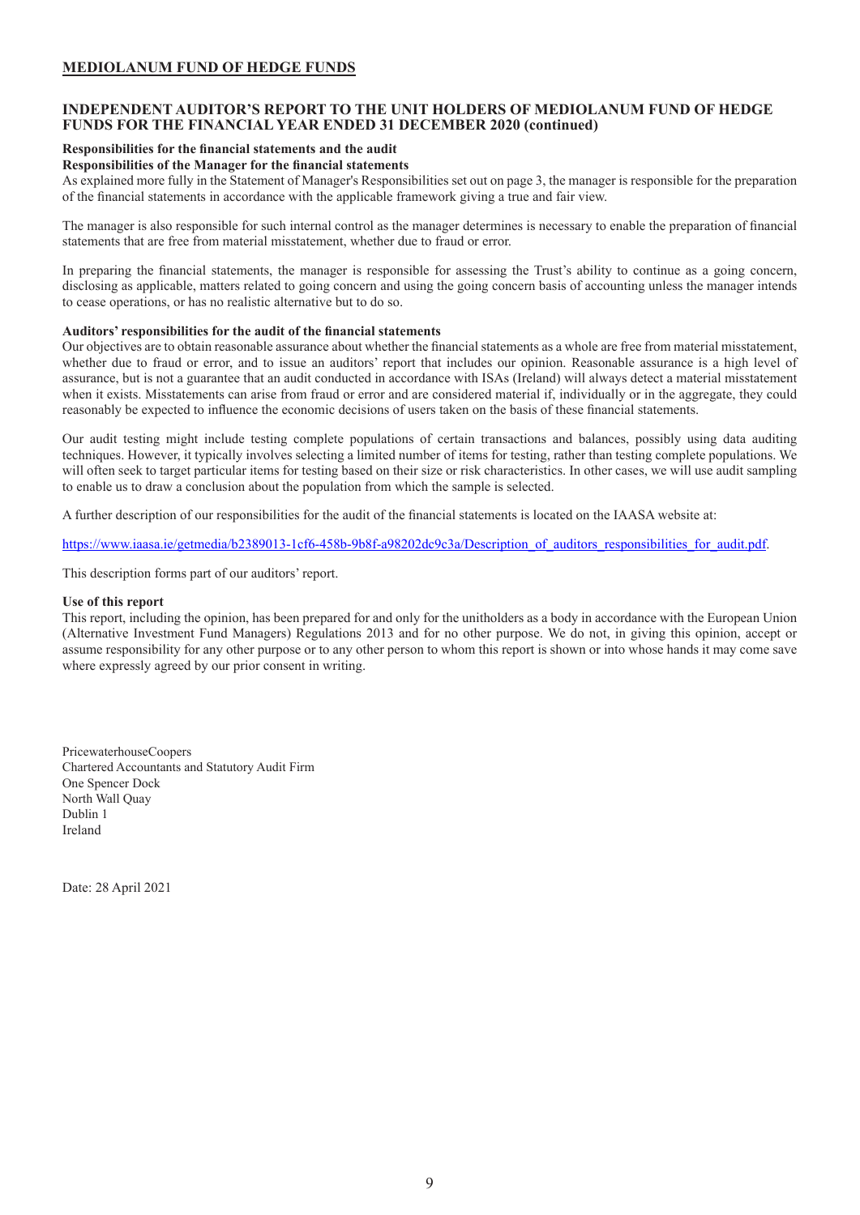## MEDIOLANUM FUND OF HEDGE FUNDS

### INDEPENDENT AUDITOR'S REPORT TO THE UNIT HOLDERS OF MEDIOLANUM FUND OF HEDGE FUNDS FOR THE FINANCIAL YEAR ENDED 31 DECEMBER 2020 (continued)

**Responsibilities for the financial statements and the audit**

**Responsibilities of the Manager for the financial statements**

As explained more fully in the Statement of Manager's Responsibilities set out on page 3, the manager is responsible for the preparation of the financial statements in accordance with the applicable framework giving a true and fair view.

The manager is also responsible for such internal control as the manager determines is necessary to enable the preparation of financial statements that are free from material misstatement, whether due to fraud or error.

In preparing the financial statements, the manager is responsible for assessing the Trust's ability to continue as a going concern, disclosing as applicable, matters related to going concern and using the going concern basis of accounting unless the manager intends to cease operations, or has no realistic alternative but to do so.

**Auditors' responsibilities for the audit of the financial statements**

Our objectives are to obtain reasonable assurance about whether the financial statements as a whole are free from material misstatement, whether due to fraud or error, and to issue an auditors' report that includes our opinion. Reasonable assurance is a high level of assurance, but is not a guarantee that an audit conducted in accordance with ISAs (Ireland) will always detect a material misstatement when it exists. Misstatements can arise from fraud or error and are considered material if, individually or in the aggregate, they could reasonably be expected to influence the economic decisions of users taken on the basis of these financial statements.

Our audit testing might include testing complete populations of certain transactions and balances, possibly using data auditing techniques. However, it typically involves selecting a limited number of items for testing, rather than testing complete populations. We will often seek to target particular items for testing based on their size or risk characteristics. In other cases, we will use audit sampling to enable us to draw a conclusion about the population from which the sample is selected.

A further description of our responsibilities for the audit of the financial statements is located on the IAASA website at:

https://www.iaasa.ie/getmedia/b2389013-1cf6-458b-9b8f-a98202dc9c3a/Description_of_auditors_responsibilities_for_audit.pdf.

This description forms part of our auditors' report.

**Use of this report**

This report, including the opinion, has been prepared for and only for the unitholders as a body in accordance with the European Union (Alternative Investment Fund Managers) Regulations 2013 and for no other purpose. We do not, in giving this opinion, accept or assume responsibility for any other purpose or to any other person to whom this report is shown or into whose hands it may come save where expressly agreed by our prior consent in writing.

PricewaterhouseCoopers
Chartered Accountants and Statutory Audit Firm
One Spencer Dock
North Wall Quay
Dublin 1
Ireland

Date: 28 April 2021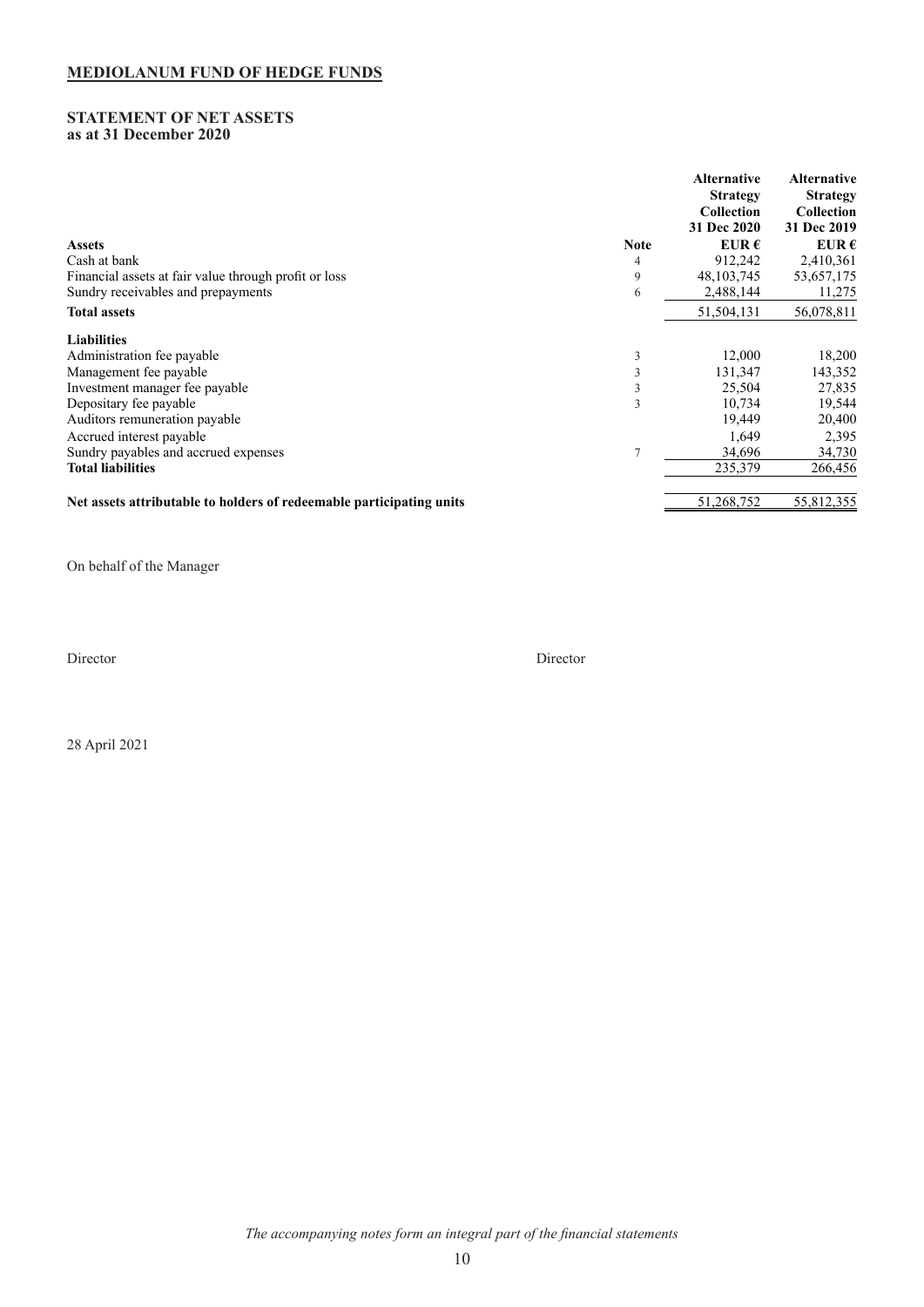# MEDIOLANUM FUND OF HEDGE FUNDS

## STATEMENT OF NET ASSETS
**as at 31 December 2020**

| | Note | Alternative Strategy Collection 31 Dec 2020 EUR € | Alternative Strategy Collection 31 Dec 2019 EUR € |
|---|---|---|---|
| **Assets** | | | |
| Cash at bank | 4 | 912,242 | 2,410,361 |
| Financial assets at fair value through profit or loss | 9 | 48,103,745 | 53,657,175 |
| Sundry receivables and prepayments | 6 | 2,488,144 | 11,275 |
| **Total assets** | | 51,504,131 | 56,078,811 |
| **Liabilities** | | | |
| Administration fee payable | 3 | 12,000 | 18,200 |
| Management fee payable | 3 | 131,347 | 143,352 |
| Investment manager fee payable | 3 | 25,504 | 27,835 |
| Depositary fee payable | 3 | 10,734 | 19,544 |
| Auditors remuneration payable | | 19,449 | 20,400 |
| Accrued interest payable | | 1,649 | 2,395 |
| Sundry payables and accrued expenses | 7 | 34,696 | 34,730 |
| **Total liabilities** | | 235,379 | 266,456 |
| **Net assets attributable to holders of redeemable participating units** | | 51,268,752 | 55,812,355 |

On behalf of the Manager

Director Director

28 April 2021

*The accompanying notes form an integral part of the financial statements*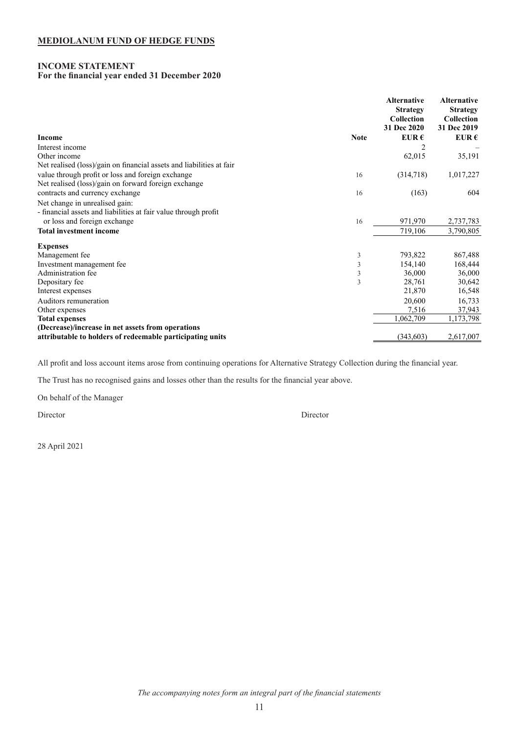# MEDIOLANUM FUND OF HEDGE FUNDS

## INCOME STATEMENT
**For the financial year ended 31 December 2020**

| Income | Note | Alternative Strategy Collection 31 Dec 2020 EUR € | Alternative Strategy Collection 31 Dec 2019 EUR € |
|---|---|---|---|
| Interest income | | 2 | – |
| Other income | | 62,015 | 35,191 |
| Net realised (loss)/gain on financial assets and liabilities at fair value through profit or loss and foreign exchange | 16 | (314,718) | 1,017,227 |
| Net realised (loss)/gain on forward foreign exchange contracts and currency exchange | 16 | (163) | 604 |
| Net change in unrealised gain: - financial assets and liabilities at fair value through profit or loss and foreign exchange | 16 | 971,970 | 2,737,783 |
| **Total investment income** | | 719,106 | 3,790,805 |
| **Expenses** | | | |
| Management fee | 3 | 793,822 | 867,488 |
| Investment management fee | 3 | 154,140 | 168,444 |
| Administration fee | 3 | 36,000 | 36,000 |
| Depositary fee | 3 | 28,761 | 30,642 |
| Interest expenses | | 21,870 | 16,548 |
| Auditors remuneration | | 20,600 | 16,733 |
| Other expenses | | 7,516 | 37,943 |
| **Total expenses** | | 1,062,709 | 1,173,798 |
| **(Decrease)/increase in net assets from operations attributable to holders of redeemable participating units** | | (343,603) | 2,617,007 |

All profit and loss account items arose from continuing operations for Alternative Strategy Collection during the financial year.

The Trust has no recognised gains and losses other than the results for the financial year above.

On behalf of the Manager

Director

Director

28 April 2021

*The accompanying notes form an integral part of the financial statements*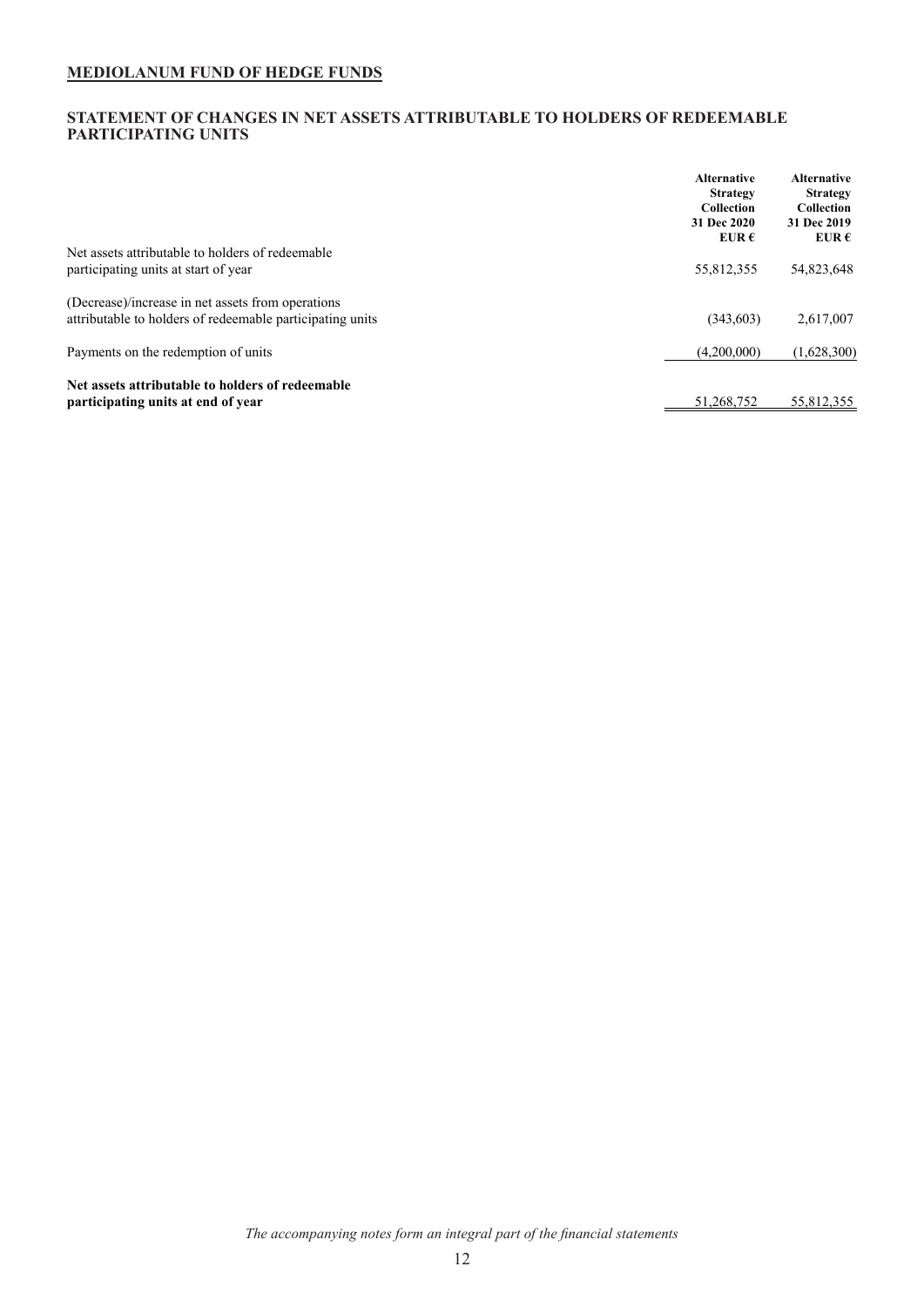# MEDIOLANUM FUND OF HEDGE FUNDS

## STATEMENT OF CHANGES IN NET ASSETS ATTRIBUTABLE TO HOLDERS OF REDEEMABLE PARTICIPATING UNITS

| | Alternative Strategy Collection 31 Dec 2020 EUR € | Alternative Strategy Collection 31 Dec 2019 EUR € |
|---|---|---|
| Net assets attributable to holders of redeemable participating units at start of year | 55,812,355 | 54,823,648 |
| (Decrease)/increase in net assets from operations attributable to holders of redeemable participating units | (343,603) | 2,617,007 |
| Payments on the redemption of units | (4,200,000) | (1,628,300) |
| **Net assets attributable to holders of redeemable participating units at end of year** | 51,268,752 | 55,812,355 |

*The accompanying notes form an integral part of the financial statements*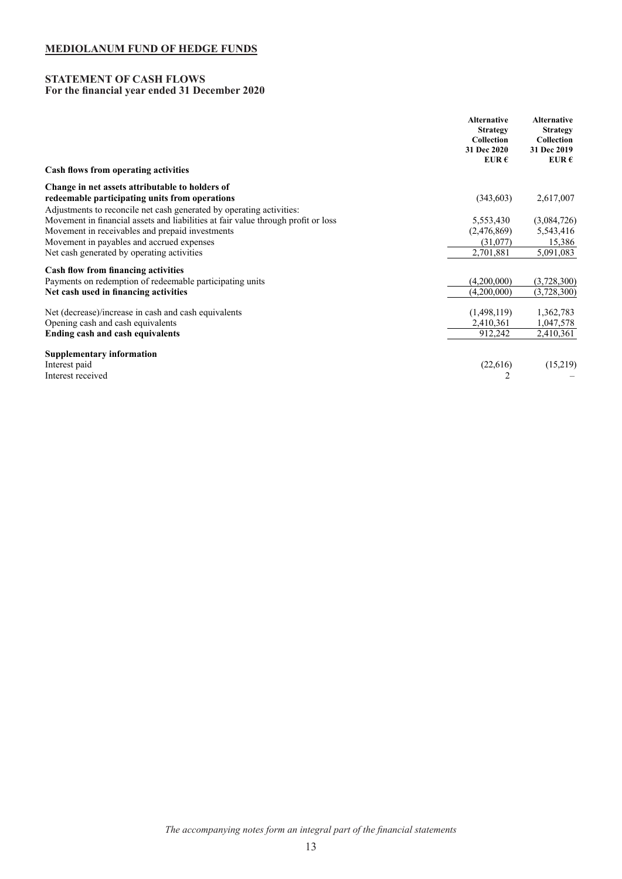**MEDIOLANUM FUND OF HEDGE FUNDS**

## STATEMENT OF CASH FLOWS
**For the financial year ended 31 December 2020**

| | Alternative Strategy Collection 31 Dec 2020 EUR € | Alternative Strategy Collection 31 Dec 2019 EUR € |
|---|---|---|
| **Cash flows from operating activities** | | |
| **Change in net assets attributable to holders of redeemable participating units from operations** | (343,603) | 2,617,007 |
| Adjustments to reconcile net cash generated by operating activities: | | |
| Movement in financial assets and liabilities at fair value through profit or loss | 5,553,430 | (3,084,726) |
| Movement in receivables and prepaid investments | (2,476,869) | 5,543,416 |
| Movement in payables and accrued expenses | (31,077) | 15,386 |
| Net cash generated by operating activities | 2,701,881 | 5,091,083 |
| **Cash flow from financing activities** | | |
| Payments on redemption of redeemable participating units | (4,200,000) | (3,728,300) |
| **Net cash used in financing activities** | (4,200,000) | (3,728,300) |
| Net (decrease)/increase in cash and cash equivalents | (1,498,119) | 1,362,783 |
| Opening cash and cash equivalents | 2,410,361 | 1,047,578 |
| **Ending cash and cash equivalents** | 912,242 | 2,410,361 |
| **Supplementary information** | | |
| Interest paid | (22,616) | (15,219) |
| Interest received | 2 | – |

*The accompanying notes form an integral part of the financial statements*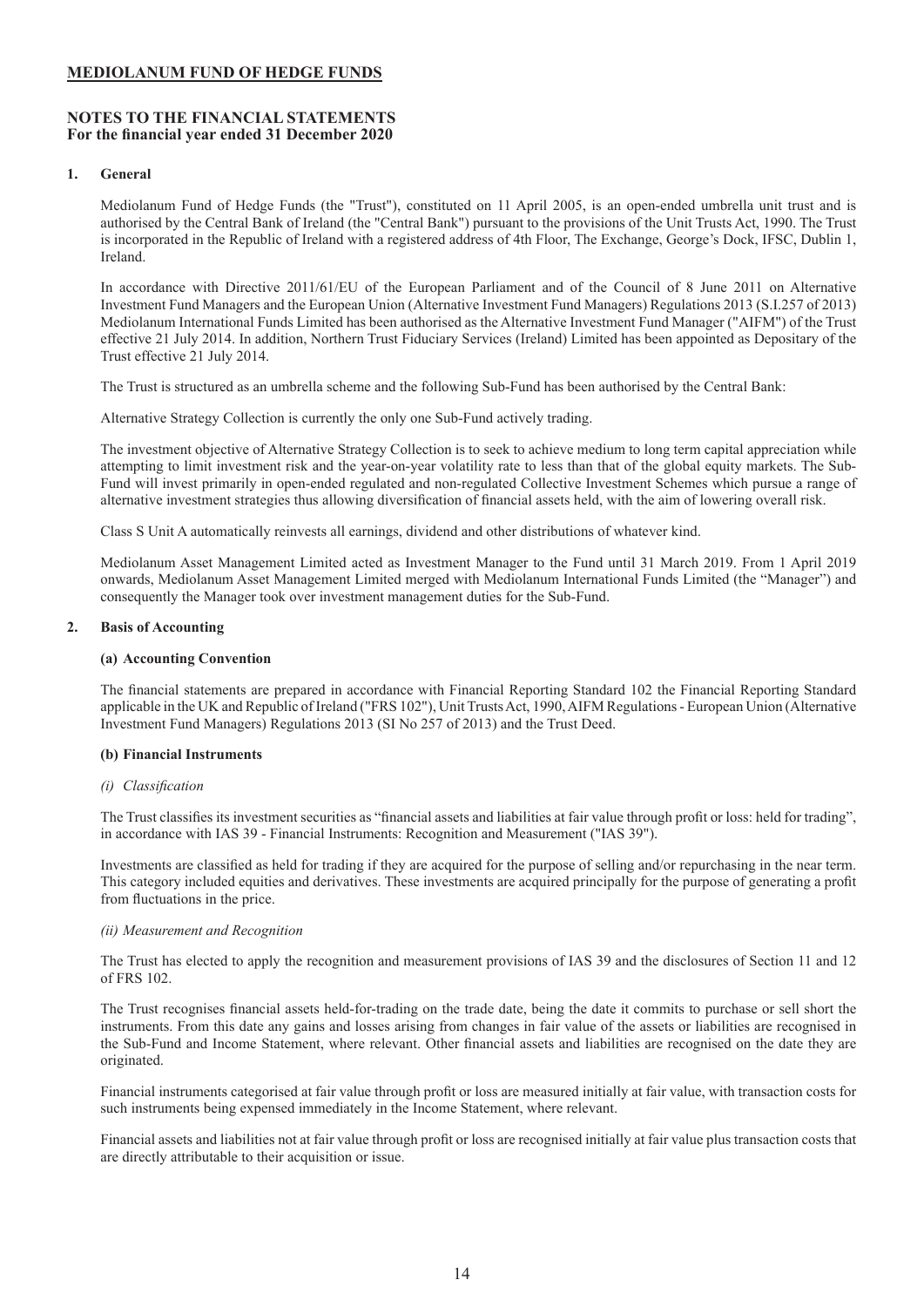**MEDIOLANUM FUND OF HEDGE FUNDS**

**NOTES TO THE FINANCIAL STATEMENTS**
**For the financial year ended 31 December 2020**

## 1. General

Mediolanum Fund of Hedge Funds (the "Trust"), constituted on 11 April 2005, is an open-ended umbrella unit trust and is authorised by the Central Bank of Ireland (the "Central Bank") pursuant to the provisions of the Unit Trusts Act, 1990. The Trust is incorporated in the Republic of Ireland with a registered address of 4th Floor, The Exchange, George's Dock, IFSC, Dublin 1, Ireland.

In accordance with Directive 2011/61/EU of the European Parliament and of the Council of 8 June 2011 on Alternative Investment Fund Managers and the European Union (Alternative Investment Fund Managers) Regulations 2013 (S.I.257 of 2013) Mediolanum International Funds Limited has been authorised as the Alternative Investment Fund Manager ("AIFM") of the Trust effective 21 July 2014. In addition, Northern Trust Fiduciary Services (Ireland) Limited has been appointed as Depositary of the Trust effective 21 July 2014.

The Trust is structured as an umbrella scheme and the following Sub-Fund has been authorised by the Central Bank:

Alternative Strategy Collection is currently the only one Sub-Fund actively trading.

The investment objective of Alternative Strategy Collection is to seek to achieve medium to long term capital appreciation while attempting to limit investment risk and the year-on-year volatility rate to less than that of the global equity markets. The Sub-Fund will invest primarily in open-ended regulated and non-regulated Collective Investment Schemes which pursue a range of alternative investment strategies thus allowing diversification of financial assets held, with the aim of lowering overall risk.

Class S Unit A automatically reinvests all earnings, dividend and other distributions of whatever kind.

Mediolanum Asset Management Limited acted as Investment Manager to the Fund until 31 March 2019. From 1 April 2019 onwards, Mediolanum Asset Management Limited merged with Mediolanum International Funds Limited (the "Manager") and consequently the Manager took over investment management duties for the Sub-Fund.

## 2. Basis of Accounting

### (a) Accounting Convention

The financial statements are prepared in accordance with Financial Reporting Standard 102 the Financial Reporting Standard applicable in the UK and Republic of Ireland ("FRS 102"), Unit Trusts Act, 1990, AIFM Regulations - European Union (Alternative Investment Fund Managers) Regulations 2013 (SI No 257 of 2013) and the Trust Deed.

### (b) Financial Instruments

*(i) Classification*

The Trust classifies its investment securities as "financial assets and liabilities at fair value through profit or loss: held for trading", in accordance with IAS 39 - Financial Instruments: Recognition and Measurement ("IAS 39").

Investments are classified as held for trading if they are acquired for the purpose of selling and/or repurchasing in the near term. This category included equities and derivatives. These investments are acquired principally for the purpose of generating a profit from fluctuations in the price.

*(ii) Measurement and Recognition*

The Trust has elected to apply the recognition and measurement provisions of IAS 39 and the disclosures of Section 11 and 12 of FRS 102.

The Trust recognises financial assets held-for-trading on the trade date, being the date it commits to purchase or sell short the instruments. From this date any gains and losses arising from changes in fair value of the assets or liabilities are recognised in the Sub-Fund and Income Statement, where relevant. Other financial assets and liabilities are recognised on the date they are originated.

Financial instruments categorised at fair value through profit or loss are measured initially at fair value, with transaction costs for such instruments being expensed immediately in the Income Statement, where relevant.

Financial assets and liabilities not at fair value through profit or loss are recognised initially at fair value plus transaction costs that are directly attributable to their acquisition or issue.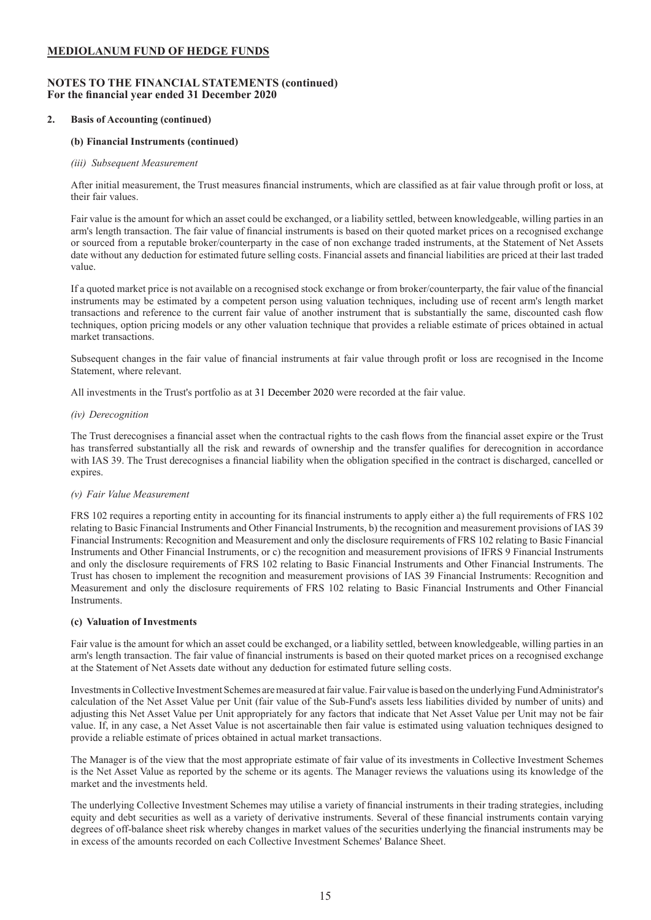## MEDIOLANUM FUND OF HEDGE FUNDS

### NOTES TO THE FINANCIAL STATEMENTS (continued)
### For the financial year ended 31 December 2020

#### 2. Basis of Accounting (continued)

**(b) Financial Instruments (continued)**

*(iii) Subsequent Measurement*

After initial measurement, the Trust measures financial instruments, which are classified as at fair value through profit or loss, at their fair values.

Fair value is the amount for which an asset could be exchanged, or a liability settled, between knowledgeable, willing parties in an arm's length transaction. The fair value of financial instruments is based on their quoted market prices on a recognised exchange or sourced from a reputable broker/counterparty in the case of non exchange traded instruments, at the Statement of Net Assets date without any deduction for estimated future selling costs. Financial assets and financial liabilities are priced at their last traded value.

If a quoted market price is not available on a recognised stock exchange or from broker/counterparty, the fair value of the financial instruments may be estimated by a competent person using valuation techniques, including use of recent arm's length market transactions and reference to the current fair value of another instrument that is substantially the same, discounted cash flow techniques, option pricing models or any other valuation technique that provides a reliable estimate of prices obtained in actual market transactions.

Subsequent changes in the fair value of financial instruments at fair value through profit or loss are recognised in the Income Statement, where relevant.

All investments in the Trust's portfolio as at 31 December 2020 were recorded at the fair value.

*(iv) Derecognition*

The Trust derecognises a financial asset when the contractual rights to the cash flows from the financial asset expire or the Trust has transferred substantially all the risk and rewards of ownership and the transfer qualifies for derecognition in accordance with IAS 39. The Trust derecognises a financial liability when the obligation specified in the contract is discharged, cancelled or expires.

*(v) Fair Value Measurement*

FRS 102 requires a reporting entity in accounting for its financial instruments to apply either a) the full requirements of FRS 102 relating to Basic Financial Instruments and Other Financial Instruments, b) the recognition and measurement provisions of IAS 39 Financial Instruments: Recognition and Measurement and only the disclosure requirements of FRS 102 relating to Basic Financial Instruments and Other Financial Instruments, or c) the recognition and measurement provisions of IFRS 9 Financial Instruments and only the disclosure requirements of FRS 102 relating to Basic Financial Instruments and Other Financial Instruments. The Trust has chosen to implement the recognition and measurement provisions of IAS 39 Financial Instruments: Recognition and Measurement and only the disclosure requirements of FRS 102 relating to Basic Financial Instruments and Other Financial Instruments.

**(c) Valuation of Investments**

Fair value is the amount for which an asset could be exchanged, or a liability settled, between knowledgeable, willing parties in an arm's length transaction. The fair value of financial instruments is based on their quoted market prices on a recognised exchange at the Statement of Net Assets date without any deduction for estimated future selling costs.

Investments in Collective Investment Schemes are measured at fair value. Fair value is based on the underlying Fund Administrator's calculation of the Net Asset Value per Unit (fair value of the Sub-Fund's assets less liabilities divided by number of units) and adjusting this Net Asset Value per Unit appropriately for any factors that indicate that Net Asset Value per Unit may not be fair value. If, in any case, a Net Asset Value is not ascertainable then fair value is estimated using valuation techniques designed to provide a reliable estimate of prices obtained in actual market transactions.

The Manager is of the view that the most appropriate estimate of fair value of its investments in Collective Investment Schemes is the Net Asset Value as reported by the scheme or its agents. The Manager reviews the valuations using its knowledge of the market and the investments held.

The underlying Collective Investment Schemes may utilise a variety of financial instruments in their trading strategies, including equity and debt securities as well as a variety of derivative instruments. Several of these financial instruments contain varying degrees of off-balance sheet risk whereby changes in market values of the securities underlying the financial instruments may be in excess of the amounts recorded on each Collective Investment Schemes' Balance Sheet.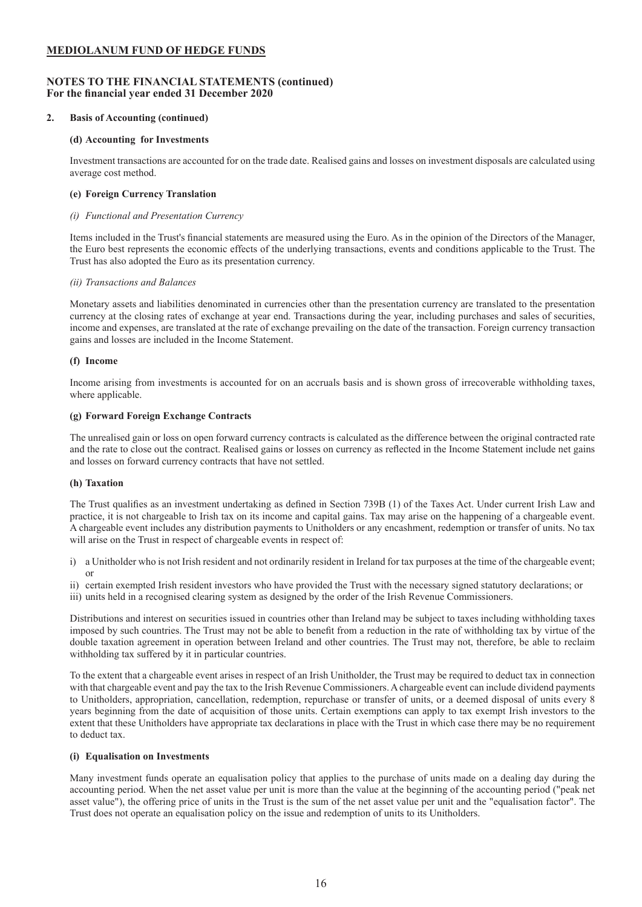# MEDIOLANUM FUND OF HEDGE FUNDS

## NOTES TO THE FINANCIAL STATEMENTS (continued)
**For the financial year ended 31 December 2020**

### 2. Basis of Accounting (continued)

#### (d) Accounting for Investments

Investment transactions are accounted for on the trade date. Realised gains and losses on investment disposals are calculated using average cost method.

#### (e) Foreign Currency Translation

*(i) Functional and Presentation Currency*

Items included in the Trust's financial statements are measured using the Euro. As in the opinion of the Directors of the Manager, the Euro best represents the economic effects of the underlying transactions, events and conditions applicable to the Trust. The Trust has also adopted the Euro as its presentation currency.

*(ii) Transactions and Balances*

Monetary assets and liabilities denominated in currencies other than the presentation currency are translated to the presentation currency at the closing rates of exchange at year end. Transactions during the year, including purchases and sales of securities, income and expenses, are translated at the rate of exchange prevailing on the date of the transaction. Foreign currency transaction gains and losses are included in the Income Statement.

#### (f) Income

Income arising from investments is accounted for on an accruals basis and is shown gross of irrecoverable withholding taxes, where applicable.

#### (g) Forward Foreign Exchange Contracts

The unrealised gain or loss on open forward currency contracts is calculated as the difference between the original contracted rate and the rate to close out the contract. Realised gains or losses on currency as reflected in the Income Statement include net gains and losses on forward currency contracts that have not settled.

#### (h) Taxation

The Trust qualifies as an investment undertaking as defined in Section 739B (1) of the Taxes Act. Under current Irish Law and practice, it is not chargeable to Irish tax on its income and capital gains. Tax may arise on the happening of a chargeable event. A chargeable event includes any distribution payments to Unitholders or any encashment, redemption or transfer of units. No tax will arise on the Trust in respect of chargeable events in respect of:

i) a Unitholder who is not Irish resident and not ordinarily resident in Ireland for tax purposes at the time of the chargeable event; or
ii) certain exempted Irish resident investors who have provided the Trust with the necessary signed statutory declarations; or
iii) units held in a recognised clearing system as designed by the order of the Irish Revenue Commissioners.

Distributions and interest on securities issued in countries other than Ireland may be subject to taxes including withholding taxes imposed by such countries. The Trust may not be able to benefit from a reduction in the rate of withholding tax by virtue of the double taxation agreement in operation between Ireland and other countries. The Trust may not, therefore, be able to reclaim withholding tax suffered by it in particular countries.

To the extent that a chargeable event arises in respect of an Irish Unitholder, the Trust may be required to deduct tax in connection with that chargeable event and pay the tax to the Irish Revenue Commissioners. A chargeable event can include dividend payments to Unitholders, appropriation, cancellation, redemption, repurchase or transfer of units, or a deemed disposal of units every 8 years beginning from the date of acquisition of those units. Certain exemptions can apply to tax exempt Irish investors to the extent that these Unitholders have appropriate tax declarations in place with the Trust in which case there may be no requirement to deduct tax.

#### (i) Equalisation on Investments

Many investment funds operate an equalisation policy that applies to the purchase of units made on a dealing day during the accounting period. When the net asset value per unit is more than the value at the beginning of the accounting period ("peak net asset value"), the offering price of units in the Trust is the sum of the net asset value per unit and the "equalisation factor". The Trust does not operate an equalisation policy on the issue and redemption of units to its Unitholders.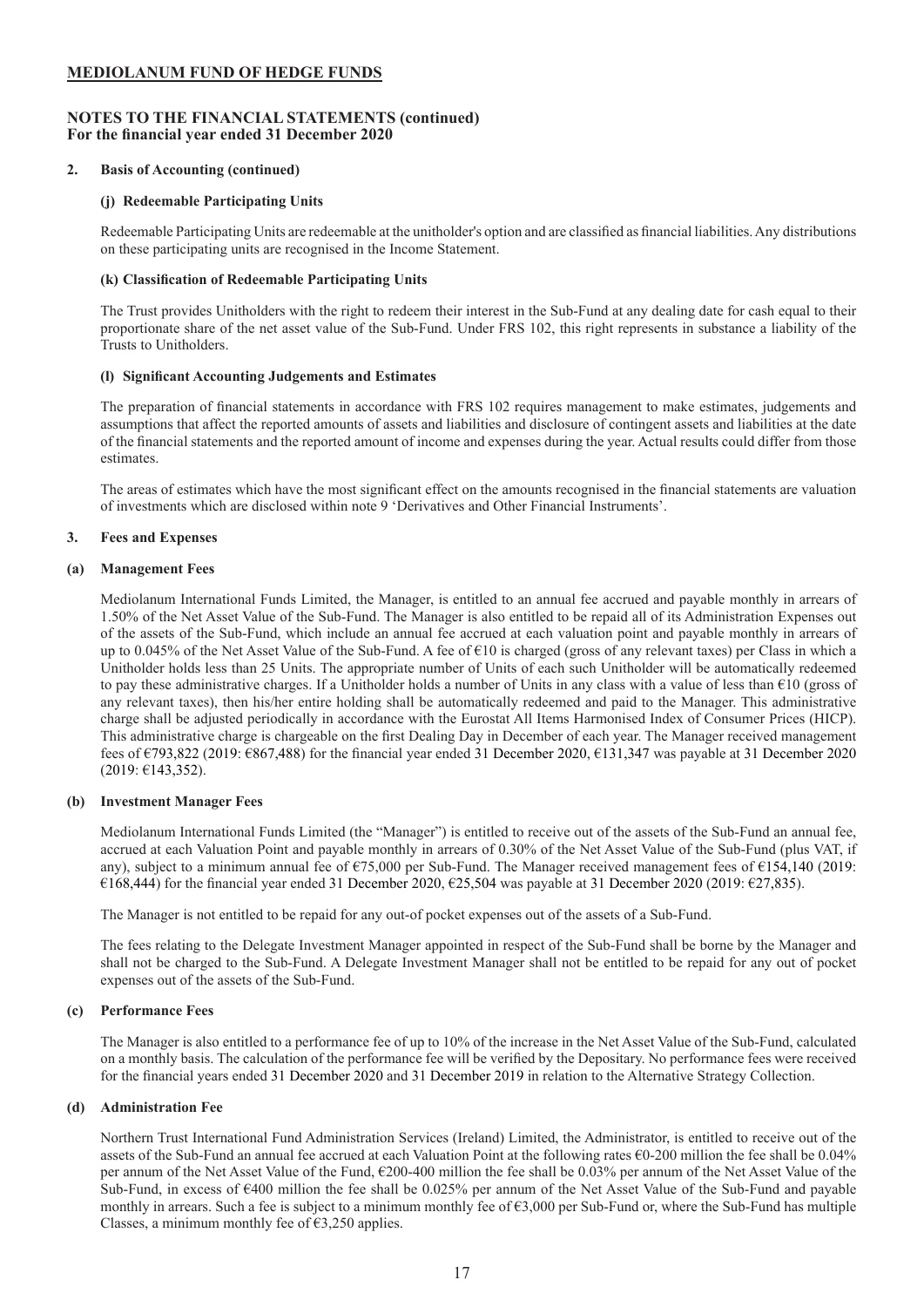**MEDIOLANUM FUND OF HEDGE FUNDS**

**NOTES TO THE FINANCIAL STATEMENTS (continued)**
**For the financial year ended 31 December 2020**

**2. Basis of Accounting (continued)**

**(j) Redeemable Participating Units**

Redeemable Participating Units are redeemable at the unitholder's option and are classified as financial liabilities. Any distributions on these participating units are recognised in the Income Statement.

**(k) Classification of Redeemable Participating Units**

The Trust provides Unitholders with the right to redeem their interest in the Sub-Fund at any dealing date for cash equal to their proportionate share of the net asset value of the Sub-Fund. Under FRS 102, this right represents in substance a liability of the Trusts to Unitholders.

**(l) Significant Accounting Judgements and Estimates**

The preparation of financial statements in accordance with FRS 102 requires management to make estimates, judgements and assumptions that affect the reported amounts of assets and liabilities and disclosure of contingent assets and liabilities at the date of the financial statements and the reported amount of income and expenses during the year. Actual results could differ from those estimates.

The areas of estimates which have the most significant effect on the amounts recognised in the financial statements are valuation of investments which are disclosed within note 9 'Derivatives and Other Financial Instruments'.

**3. Fees and Expenses**

**(a) Management Fees**

Mediolanum International Funds Limited, the Manager, is entitled to an annual fee accrued and payable monthly in arrears of 1.50% of the Net Asset Value of the Sub-Fund. The Manager is also entitled to be repaid all of its Administration Expenses out of the assets of the Sub-Fund, which include an annual fee accrued at each valuation point and payable monthly in arrears of up to 0.045% of the Net Asset Value of the Sub-Fund. A fee of €10 is charged (gross of any relevant taxes) per Class in which a Unitholder holds less than 25 Units. The appropriate number of Units of each such Unitholder will be automatically redeemed to pay these administrative charges. If a Unitholder holds a number of Units in any class with a value of less than €10 (gross of any relevant taxes), then his/her entire holding shall be automatically redeemed and paid to the Manager. This administrative charge shall be adjusted periodically in accordance with the Eurostat All Items Harmonised Index of Consumer Prices (HICP). This administrative charge is chargeable on the first Dealing Day in December of each year. The Manager received management fees of €793,822 (2019: €867,488) for the financial year ended 31 December 2020, €131,347 was payable at 31 December 2020 (2019: €143,352).

**(b) Investment Manager Fees**

Mediolanum International Funds Limited (the "Manager") is entitled to receive out of the assets of the Sub-Fund an annual fee, accrued at each Valuation Point and payable monthly in arrears of 0.30% of the Net Asset Value of the Sub-Fund (plus VAT, if any), subject to a minimum annual fee of €75,000 per Sub-Fund. The Manager received management fees of €154,140 (2019: €168,444) for the financial year ended 31 December 2020, €25,504 was payable at 31 December 2020 (2019: €27,835).

The Manager is not entitled to be repaid for any out-of pocket expenses out of the assets of a Sub-Fund.

The fees relating to the Delegate Investment Manager appointed in respect of the Sub-Fund shall be borne by the Manager and shall not be charged to the Sub-Fund. A Delegate Investment Manager shall not be entitled to be repaid for any out of pocket expenses out of the assets of the Sub-Fund.

**(c) Performance Fees**

The Manager is also entitled to a performance fee of up to 10% of the increase in the Net Asset Value of the Sub-Fund, calculated on a monthly basis. The calculation of the performance fee will be verified by the Depositary. No performance fees were received for the financial years ended 31 December 2020 and 31 December 2019 in relation to the Alternative Strategy Collection.

**(d) Administration Fee**

Northern Trust International Fund Administration Services (Ireland) Limited, the Administrator, is entitled to receive out of the assets of the Sub-Fund an annual fee accrued at each Valuation Point at the following rates €0-200 million the fee shall be 0.04% per annum of the Net Asset Value of the Fund, €200-400 million the fee shall be 0.03% per annum of the Net Asset Value of the Sub-Fund, in excess of €400 million the fee shall be 0.025% per annum of the Net Asset Value of the Sub-Fund and payable monthly in arrears. Such a fee is subject to a minimum monthly fee of €3,000 per Sub-Fund or, where the Sub-Fund has multiple Classes, a minimum monthly fee of €3,250 applies.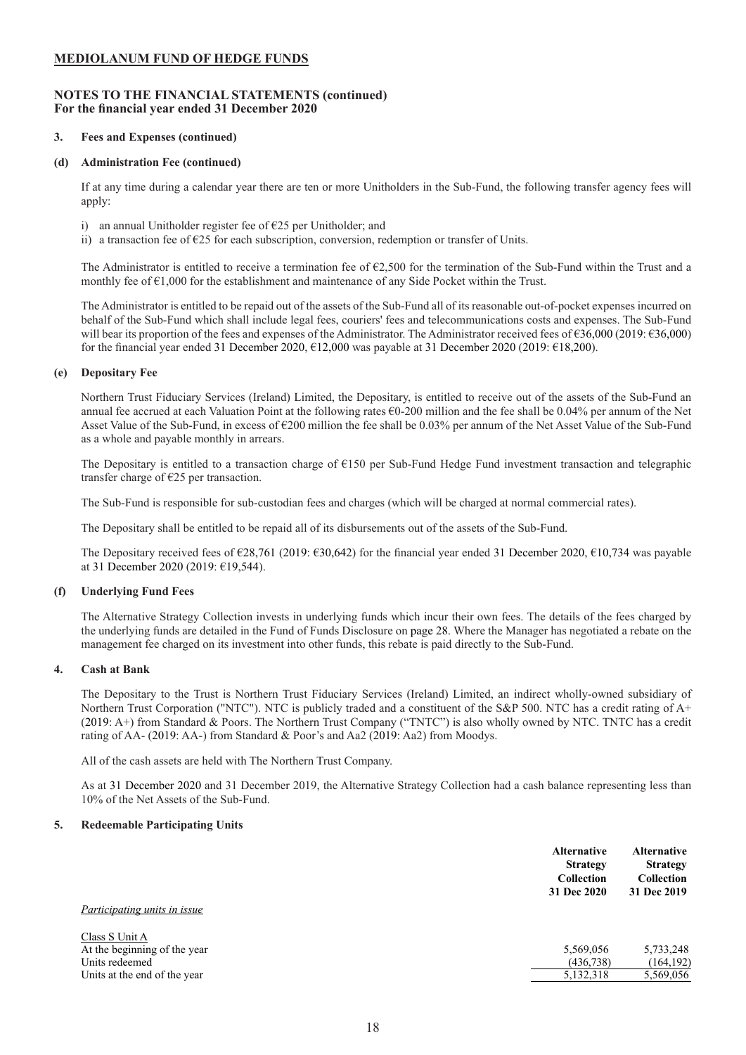**MEDIOLANUM FUND OF HEDGE FUNDS**

**NOTES TO THE FINANCIAL STATEMENTS (continued)**
**For the financial year ended 31 December 2020**

**3. Fees and Expenses (continued)**

**(d) Administration Fee (continued)**

If at any time during a calendar year there are ten or more Unitholders in the Sub-Fund, the following transfer agency fees will apply:

i) an annual Unitholder register fee of €25 per Unitholder; and
ii) a transaction fee of €25 for each subscription, conversion, redemption or transfer of Units.

The Administrator is entitled to receive a termination fee of €2,500 for the termination of the Sub-Fund within the Trust and a monthly fee of €1,000 for the establishment and maintenance of any Side Pocket within the Trust.

The Administrator is entitled to be repaid out of the assets of the Sub-Fund all of its reasonable out-of-pocket expenses incurred on behalf of the Sub-Fund which shall include legal fees, couriers' fees and telecommunications costs and expenses. The Sub-Fund will bear its proportion of the fees and expenses of the Administrator. The Administrator received fees of €36,000 (2019: €36,000) for the financial year ended 31 December 2020, €12,000 was payable at 31 December 2020 (2019: €18,200).

**(e) Depositary Fee**

Northern Trust Fiduciary Services (Ireland) Limited, the Depositary, is entitled to receive out of the assets of the Sub-Fund an annual fee accrued at each Valuation Point at the following rates €0-200 million and the fee shall be 0.04% per annum of the Net Asset Value of the Sub-Fund, in excess of €200 million the fee shall be 0.03% per annum of the Net Asset Value of the Sub-Fund as a whole and payable monthly in arrears.

The Depositary is entitled to a transaction charge of €150 per Sub-Fund Hedge Fund investment transaction and telegraphic transfer charge of €25 per transaction.

The Sub-Fund is responsible for sub-custodian fees and charges (which will be charged at normal commercial rates).

The Depositary shall be entitled to be repaid all of its disbursements out of the assets of the Sub-Fund.

The Depositary received fees of €28,761 (2019: €30,642) for the financial year ended 31 December 2020, €10,734 was payable at 31 December 2020 (2019: €19,544).

**(f) Underlying Fund Fees**

The Alternative Strategy Collection invests in underlying funds which incur their own fees. The details of the fees charged by the underlying funds are detailed in the Fund of Funds Disclosure on page 28. Where the Manager has negotiated a rebate on the management fee charged on its investment into other funds, this rebate is paid directly to the Sub-Fund.

**4. Cash at Bank**

The Depositary to the Trust is Northern Trust Fiduciary Services (Ireland) Limited, an indirect wholly-owned subsidiary of Northern Trust Corporation ("NTC"). NTC is publicly traded and a constituent of the S&P 500. NTC has a credit rating of A+ (2019: A+) from Standard & Poors. The Northern Trust Company ("TNTC") is also wholly owned by NTC. TNTC has a credit rating of AA- (2019: AA-) from Standard & Poor's and Aa2 (2019: Aa2) from Moodys.

All of the cash assets are held with The Northern Trust Company.

As at 31 December 2020 and 31 December 2019, the Alternative Strategy Collection had a cash balance representing less than 10% of the Net Assets of the Sub-Fund.

**5. Redeemable Participating Units**

| | **Alternative Strategy Collection 31 Dec 2020** | **Alternative Strategy Collection 31 Dec 2019** |
|---|---|---|
| *Participating units in issue* | | |
| Class S Unit A | | |
| At the beginning of the year | 5,569,056 | 5,733,248 |
| Units redeemed | (436,738) | (164,192) |
| Units at the end of the year | 5,132,318 | 5,569,056 |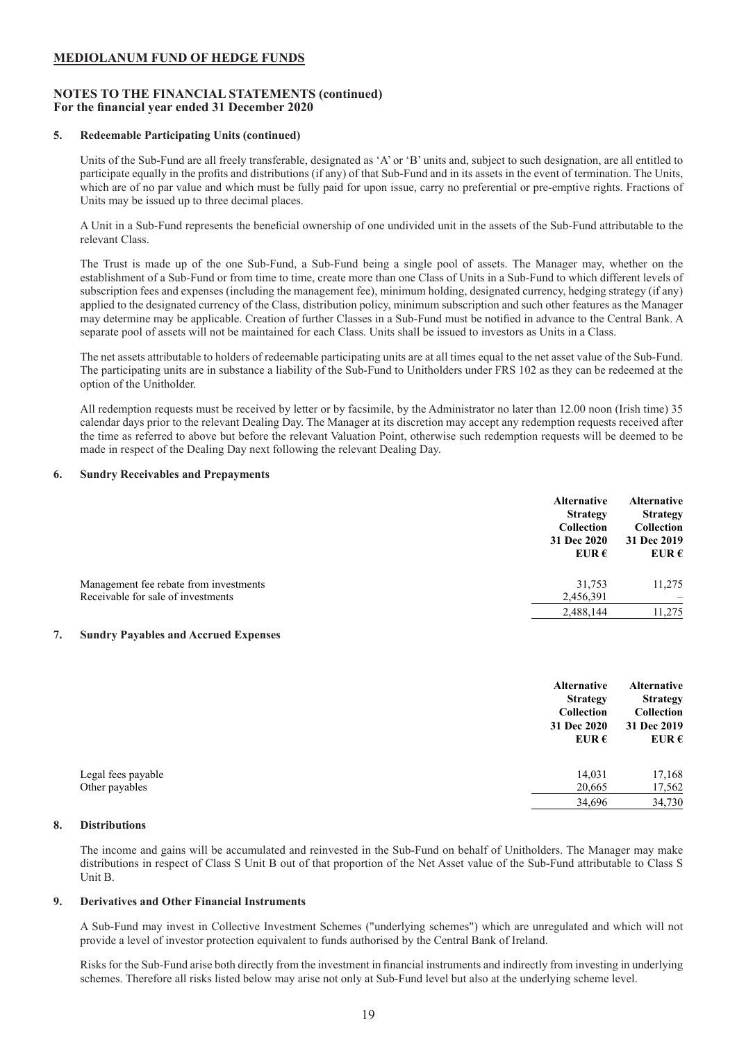## MEDIOLANUM FUND OF HEDGE FUNDS

### NOTES TO THE FINANCIAL STATEMENTS (continued)
**For the financial year ended 31 December 2020**

#### 5. Redeemable Participating Units (continued)

Units of the Sub-Fund are all freely transferable, designated as 'A' or 'B' units and, subject to such designation, are all entitled to participate equally in the profits and distributions (if any) of that Sub-Fund and in its assets in the event of termination. The Units, which are of no par value and which must be fully paid for upon issue, carry no preferential or pre-emptive rights. Fractions of Units may be issued up to three decimal places.

A Unit in a Sub-Fund represents the beneficial ownership of one undivided unit in the assets of the Sub-Fund attributable to the relevant Class.

The Trust is made up of the one Sub-Fund, a Sub-Fund being a single pool of assets. The Manager may, whether on the establishment of a Sub-Fund or from time to time, create more than one Class of Units in a Sub-Fund to which different levels of subscription fees and expenses (including the management fee), minimum holding, designated currency, hedging strategy (if any) applied to the designated currency of the Class, distribution policy, minimum subscription and such other features as the Manager may determine may be applicable. Creation of further Classes in a Sub-Fund must be notified in advance to the Central Bank. A separate pool of assets will not be maintained for each Class. Units shall be issued to investors as Units in a Class.

The net assets attributable to holders of redeemable participating units are at all times equal to the net asset value of the Sub-Fund. The participating units are in substance a liability of the Sub-Fund to Unitholders under FRS 102 as they can be redeemed at the option of the Unitholder.

All redemption requests must be received by letter or by facsimile, by the Administrator no later than 12.00 noon (Irish time) 35 calendar days prior to the relevant Dealing Day. The Manager at its discretion may accept any redemption requests received after the time as referred to above but before the relevant Valuation Point, otherwise such redemption requests will be deemed to be made in respect of the Dealing Day next following the relevant Dealing Day.

#### 6. Sundry Receivables and Prepayments

| | Alternative Strategy Collection 31 Dec 2020 EUR € | Alternative Strategy Collection 31 Dec 2019 EUR € |
|---|---|---|
| Management fee rebate from investments | 31,753 | 11,275 |
| Receivable for sale of investments | 2,456,391 | – |
| | 2,488,144 | 11,275 |

#### 7. Sundry Payables and Accrued Expenses

| | Alternative Strategy Collection 31 Dec 2020 EUR € | Alternative Strategy Collection 31 Dec 2019 EUR € |
|---|---|---|
| Legal fees payable | 14,031 | 17,168 |
| Other payables | 20,665 | 17,562 |
| | 34,696 | 34,730 |

#### 8. Distributions

The income and gains will be accumulated and reinvested in the Sub-Fund on behalf of Unitholders. The Manager may make distributions in respect of Class S Unit B out of that proportion of the Net Asset value of the Sub-Fund attributable to Class S Unit B.

#### 9. Derivatives and Other Financial Instruments

A Sub-Fund may invest in Collective Investment Schemes ("underlying schemes") which are unregulated and which will not provide a level of investor protection equivalent to funds authorised by the Central Bank of Ireland.

Risks for the Sub-Fund arise both directly from the investment in financial instruments and indirectly from investing in underlying schemes. Therefore all risks listed below may arise not only at Sub-Fund level but also at the underlying scheme level.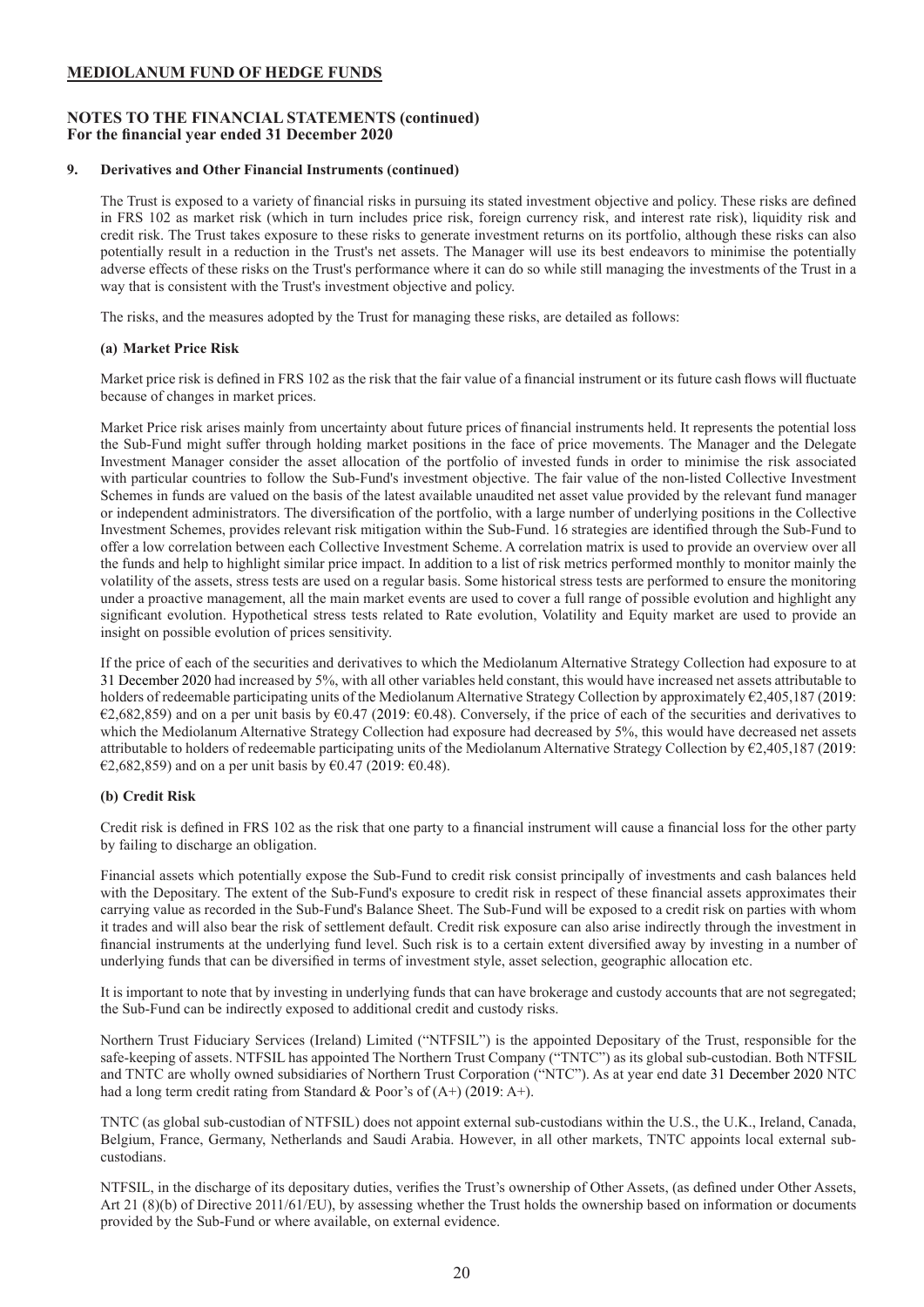**MEDIOLANUM FUND OF HEDGE FUNDS**

**NOTES TO THE FINANCIAL STATEMENTS (continued)**
**For the financial year ended 31 December 2020**

**9. Derivatives and Other Financial Instruments (continued)**

The Trust is exposed to a variety of financial risks in pursuing its stated investment objective and policy. These risks are defined in FRS 102 as market risk (which in turn includes price risk, foreign currency risk, and interest rate risk), liquidity risk and credit risk. The Trust takes exposure to these risks to generate investment returns on its portfolio, although these risks can also potentially result in a reduction in the Trust's net assets. The Manager will use its best endeavors to minimise the potentially adverse effects of these risks on the Trust's performance where it can do so while still managing the investments of the Trust in a way that is consistent with the Trust's investment objective and policy.

The risks, and the measures adopted by the Trust for managing these risks, are detailed as follows:

**(a) Market Price Risk**

Market price risk is defined in FRS 102 as the risk that the fair value of a financial instrument or its future cash flows will fluctuate because of changes in market prices.

Market Price risk arises mainly from uncertainty about future prices of financial instruments held. It represents the potential loss the Sub-Fund might suffer through holding market positions in the face of price movements. The Manager and the Delegate Investment Manager consider the asset allocation of the portfolio of invested funds in order to minimise the risk associated with particular countries to follow the Sub-Fund's investment objective. The fair value of the non-listed Collective Investment Schemes in funds are valued on the basis of the latest available unaudited net asset value provided by the relevant fund manager or independent administrators. The diversification of the portfolio, with a large number of underlying positions in the Collective Investment Schemes, provides relevant risk mitigation within the Sub-Fund. 16 strategies are identified through the Sub-Fund to offer a low correlation between each Collective Investment Scheme. A correlation matrix is used to provide an overview over all the funds and help to highlight similar price impact. In addition to a list of risk metrics performed monthly to monitor mainly the volatility of the assets, stress tests are used on a regular basis. Some historical stress tests are performed to ensure the monitoring under a proactive management, all the main market events are used to cover a full range of possible evolution and highlight any significant evolution. Hypothetical stress tests related to Rate evolution, Volatility and Equity market are used to provide an insight on possible evolution of prices sensitivity.

If the price of each of the securities and derivatives to which the Mediolanum Alternative Strategy Collection had exposure to at 31 December 2020 had increased by 5%, with all other variables held constant, this would have increased net assets attributable to holders of redeemable participating units of the Mediolanum Alternative Strategy Collection by approximately €2,405,187 (2019: €2,682,859) and on a per unit basis by €0.47 (2019: €0.48). Conversely, if the price of each of the securities and derivatives to which the Mediolanum Alternative Strategy Collection had exposure had decreased by 5%, this would have decreased net assets attributable to holders of redeemable participating units of the Mediolanum Alternative Strategy Collection by €2,405,187 (2019: €2,682,859) and on a per unit basis by €0.47 (2019: €0.48).

**(b) Credit Risk**

Credit risk is defined in FRS 102 as the risk that one party to a financial instrument will cause a financial loss for the other party by failing to discharge an obligation.

Financial assets which potentially expose the Sub-Fund to credit risk consist principally of investments and cash balances held with the Depositary. The extent of the Sub-Fund's exposure to credit risk in respect of these financial assets approximates their carrying value as recorded in the Sub-Fund's Balance Sheet. The Sub-Fund will be exposed to a credit risk on parties with whom it trades and will also bear the risk of settlement default. Credit risk exposure can also arise indirectly through the investment in financial instruments at the underlying fund level. Such risk is to a certain extent diversified away by investing in a number of underlying funds that can be diversified in terms of investment style, asset selection, geographic allocation etc.

It is important to note that by investing in underlying funds that can have brokerage and custody accounts that are not segregated; the Sub-Fund can be indirectly exposed to additional credit and custody risks.

Northern Trust Fiduciary Services (Ireland) Limited ("NTFSIL") is the appointed Depositary of the Trust, responsible for the safe-keeping of assets. NTFSIL has appointed The Northern Trust Company ("TNTC") as its global sub-custodian. Both NTFSIL and TNTC are wholly owned subsidiaries of Northern Trust Corporation ("NTC"). As at year end date 31 December 2020 NTC had a long term credit rating from Standard & Poor's of (A+) (2019: A+).

TNTC (as global sub-custodian of NTFSIL) does not appoint external sub-custodians within the U.S., the U.K., Ireland, Canada, Belgium, France, Germany, Netherlands and Saudi Arabia. However, in all other markets, TNTC appoints local external sub-custodians.

NTFSIL, in the discharge of its depositary duties, verifies the Trust's ownership of Other Assets, (as defined under Other Assets, Art 21 (8)(b) of Directive 2011/61/EU), by assessing whether the Trust holds the ownership based on information or documents provided by the Sub-Fund or where available, on external evidence.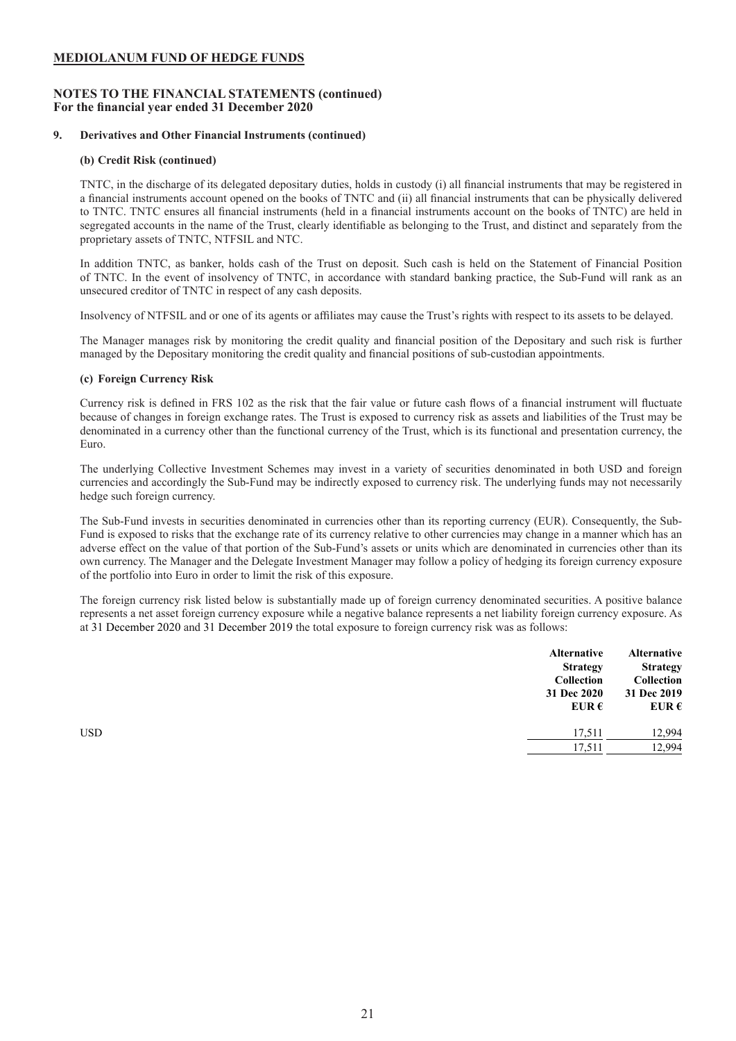**MEDIOLANUM FUND OF HEDGE FUNDS**

**NOTES TO THE FINANCIAL STATEMENTS (continued)**
**For the financial year ended 31 December 2020**

**9. Derivatives and Other Financial Instruments (continued)**

**(b) Credit Risk (continued)**

TNTC, in the discharge of its delegated depositary duties, holds in custody (i) all financial instruments that may be registered in a financial instruments account opened on the books of TNTC and (ii) all financial instruments that can be physically delivered to TNTC. TNTC ensures all financial instruments (held in a financial instruments account on the books of TNTC) are held in segregated accounts in the name of the Trust, clearly identifiable as belonging to the Trust, and distinct and separately from the proprietary assets of TNTC, NTFSIL and NTC.

In addition TNTC, as banker, holds cash of the Trust on deposit. Such cash is held on the Statement of Financial Position of TNTC. In the event of insolvency of TNTC, in accordance with standard banking practice, the Sub-Fund will rank as an unsecured creditor of TNTC in respect of any cash deposits.

Insolvency of NTFSIL and or one of its agents or affiliates may cause the Trust's rights with respect to its assets to be delayed.

The Manager manages risk by monitoring the credit quality and financial position of the Depositary and such risk is further managed by the Depositary monitoring the credit quality and financial positions of sub-custodian appointments.

**(c) Foreign Currency Risk**

Currency risk is defined in FRS 102 as the risk that the fair value or future cash flows of a financial instrument will fluctuate because of changes in foreign exchange rates. The Trust is exposed to currency risk as assets and liabilities of the Trust may be denominated in a currency other than the functional currency of the Trust, which is its functional and presentation currency, the Euro.

The underlying Collective Investment Schemes may invest in a variety of securities denominated in both USD and foreign currencies and accordingly the Sub-Fund may be indirectly exposed to currency risk. The underlying funds may not necessarily hedge such foreign currency.

The Sub-Fund invests in securities denominated in currencies other than its reporting currency (EUR). Consequently, the Sub-Fund is exposed to risks that the exchange rate of its currency relative to other currencies may change in a manner which has an adverse effect on the value of that portion of the Sub-Fund's assets or units which are denominated in currencies other than its own currency. The Manager and the Delegate Investment Manager may follow a policy of hedging its foreign currency exposure of the portfolio into Euro in order to limit the risk of this exposure.

The foreign currency risk listed below is substantially made up of foreign currency denominated securities. A positive balance represents a net asset foreign currency exposure while a negative balance represents a net liability foreign currency exposure. As at 31 December 2020 and 31 December 2019 the total exposure to foreign currency risk was as follows:

| | Alternative Strategy Collection 31 Dec 2020 EUR € | Alternative Strategy Collection 31 Dec 2019 EUR € |
|---|---|---|
| USD | 17,511 | 12,994 |
| | 17,511 | 12,994 |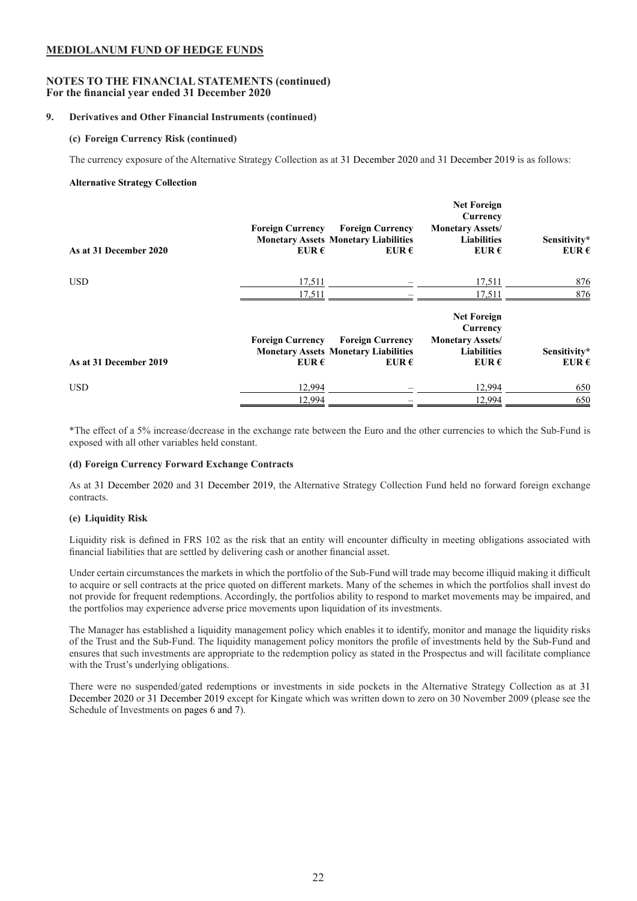**MEDIOLANUM FUND OF HEDGE FUNDS**

**NOTES TO THE FINANCIAL STATEMENTS (continued)**
**For the financial year ended 31 December 2020**

**9. Derivatives and Other Financial Instruments (continued)**

**(c) Foreign Currency Risk (continued)**

The currency exposure of the Alternative Strategy Collection as at 31 December 2020 and 31 December 2019 is as follows:

**Alternative Strategy Collection**

| As at 31 December 2020 | Foreign Currency Monetary Assets EUR € | Foreign Currency Monetary Liabilities EUR € | Net Foreign Currency Monetary Assets/ Liabilities EUR € | Sensitivity* EUR € |
|---|---|---|---|---|
| USD | 17,511 | – | 17,511 | 876 |
| | 17,511 | – | 17,511 | 876 |

| As at 31 December 2019 | Foreign Currency Monetary Assets EUR € | Foreign Currency Monetary Liabilities EUR € | Net Foreign Currency Monetary Assets/ Liabilities EUR € | Sensitivity* EUR € |
|---|---|---|---|---|
| USD | 12,994 | – | 12,994 | 650 |
| | 12,994 | – | 12,994 | 650 |

*The effect of a 5% increase/decrease in the exchange rate between the Euro and the other currencies to which the Sub-Fund is exposed with all other variables held constant.

**(d) Foreign Currency Forward Exchange Contracts**

As at 31 December 2020 and 31 December 2019, the Alternative Strategy Collection Fund held no forward foreign exchange contracts.

**(e) Liquidity Risk**

Liquidity risk is defined in FRS 102 as the risk that an entity will encounter difficulty in meeting obligations associated with financial liabilities that are settled by delivering cash or another financial asset.

Under certain circumstances the markets in which the portfolio of the Sub-Fund will trade may become illiquid making it difficult to acquire or sell contracts at the price quoted on different markets. Many of the schemes in which the portfolios shall invest do not provide for frequent redemptions. Accordingly, the portfolios ability to respond to market movements may be impaired, and the portfolios may experience adverse price movements upon liquidation of its investments.

The Manager has established a liquidity management policy which enables it to identify, monitor and manage the liquidity risks of the Trust and the Sub-Fund. The liquidity management policy monitors the profile of investments held by the Sub-Fund and ensures that such investments are appropriate to the redemption policy as stated in the Prospectus and will facilitate compliance with the Trust's underlying obligations.

There were no suspended/gated redemptions or investments in side pockets in the Alternative Strategy Collection as at 31 December 2020 or 31 December 2019 except for Kingate which was written down to zero on 30 November 2009 (please see the Schedule of Investments on pages 6 and 7).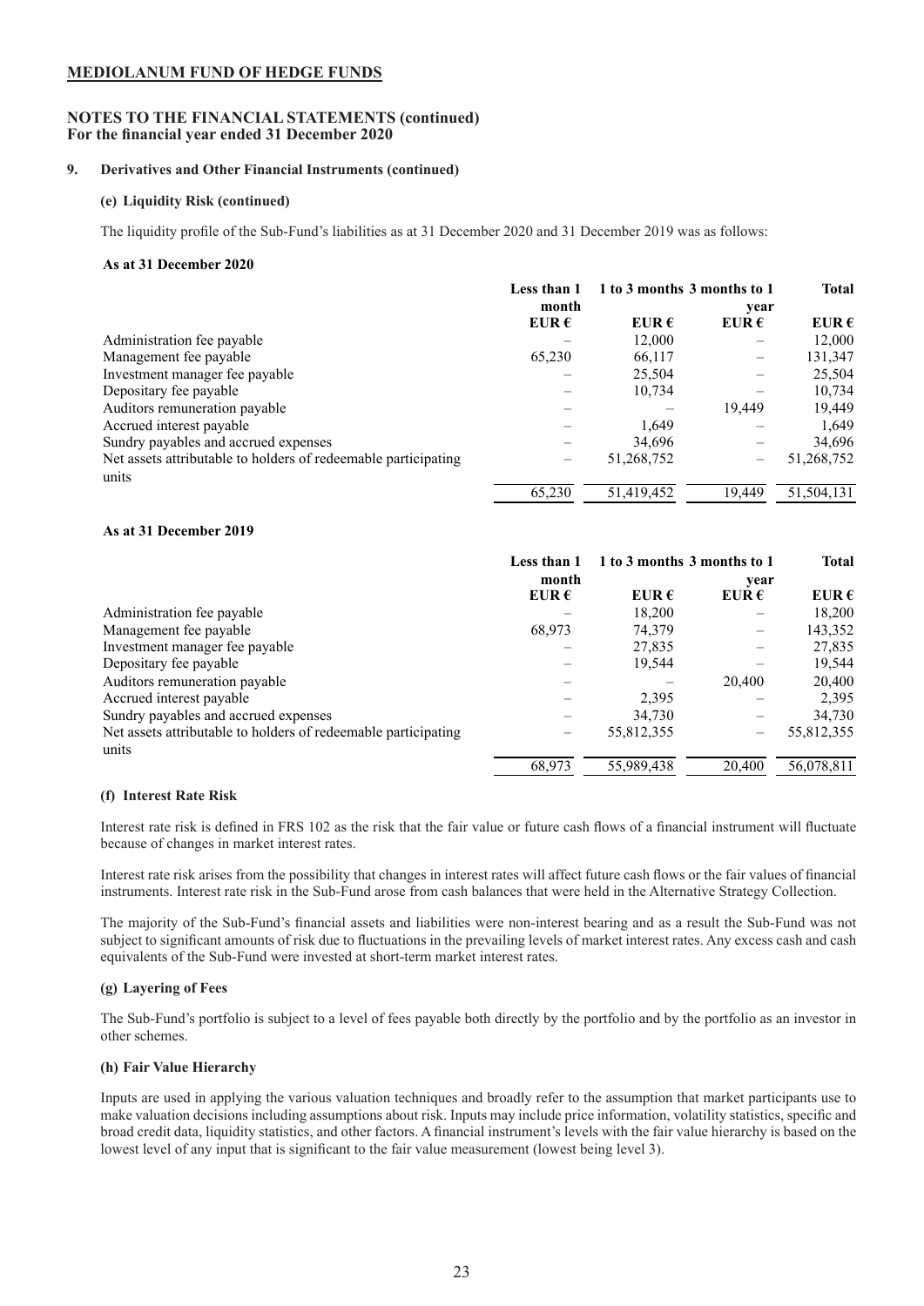## MEDIOLANUM FUND OF HEDGE FUNDS

### NOTES TO THE FINANCIAL STATEMENTS (continued)
**For the financial year ended 31 December 2020**

### 9. Derivatives and Other Financial Instruments (continued)

#### (e) Liquidity Risk (continued)

The liquidity profile of the Sub-Fund's liabilities as at 31 December 2020 and 31 December 2019 was as follows:

**As at 31 December 2020**

| | Less than 1 month | 1 to 3 months | 3 months to 1 year | Total |
|---|---|---|---|---|
| | EUR € | EUR € | EUR € | EUR € |
| Administration fee payable | – | 12,000 | – | 12,000 |
| Management fee payable | 65,230 | 66,117 | – | 131,347 |
| Investment manager fee payable | – | 25,504 | – | 25,504 |
| Depositary fee payable | – | 10,734 | – | 10,734 |
| Auditors remuneration payable | – | – | 19,449 | 19,449 |
| Accrued interest payable | – | 1,649 | – | 1,649 |
| Sundry payables and accrued expenses | – | 34,696 | – | 34,696 |
| Net assets attributable to holders of redeemable participating units | – | 51,268,752 | – | 51,268,752 |
| | 65,230 | 51,419,452 | 19,449 | 51,504,131 |

**As at 31 December 2019**

| | Less than 1 month | 1 to 3 months | 3 months to 1 year | Total |
|---|---|---|---|---|
| | EUR € | EUR € | EUR € | EUR € |
| Administration fee payable | – | 18,200 | – | 18,200 |
| Management fee payable | 68,973 | 74,379 | – | 143,352 |
| Investment manager fee payable | – | 27,835 | – | 27,835 |
| Depositary fee payable | – | 19,544 | – | 19,544 |
| Auditors remuneration payable | – | – | 20,400 | 20,400 |
| Accrued interest payable | – | 2,395 | – | 2,395 |
| Sundry payables and accrued expenses | – | 34,730 | – | 34,730 |
| Net assets attributable to holders of redeemable participating units | – | 55,812,355 | – | 55,812,355 |
| | 68,973 | 55,989,438 | 20,400 | 56,078,811 |

#### (f) Interest Rate Risk

Interest rate risk is defined in FRS 102 as the risk that the fair value or future cash flows of a financial instrument will fluctuate because of changes in market interest rates.

Interest rate risk arises from the possibility that changes in interest rates will affect future cash flows or the fair values of financial instruments. Interest rate risk in the Sub-Fund arose from cash balances that were held in the Alternative Strategy Collection.

The majority of the Sub-Fund's financial assets and liabilities were non-interest bearing and as a result the Sub-Fund was not subject to significant amounts of risk due to fluctuations in the prevailing levels of market interest rates. Any excess cash and cash equivalents of the Sub-Fund were invested at short-term market interest rates.

#### (g) Layering of Fees

The Sub-Fund's portfolio is subject to a level of fees payable both directly by the portfolio and by the portfolio as an investor in other schemes.

#### (h) Fair Value Hierarchy

Inputs are used in applying the various valuation techniques and broadly refer to the assumption that market participants use to make valuation decisions including assumptions about risk. Inputs may include price information, volatility statistics, specific and broad credit data, liquidity statistics, and other factors. A financial instrument's levels with the fair value hierarchy is based on the lowest level of any input that is significant to the fair value measurement (lowest being level 3).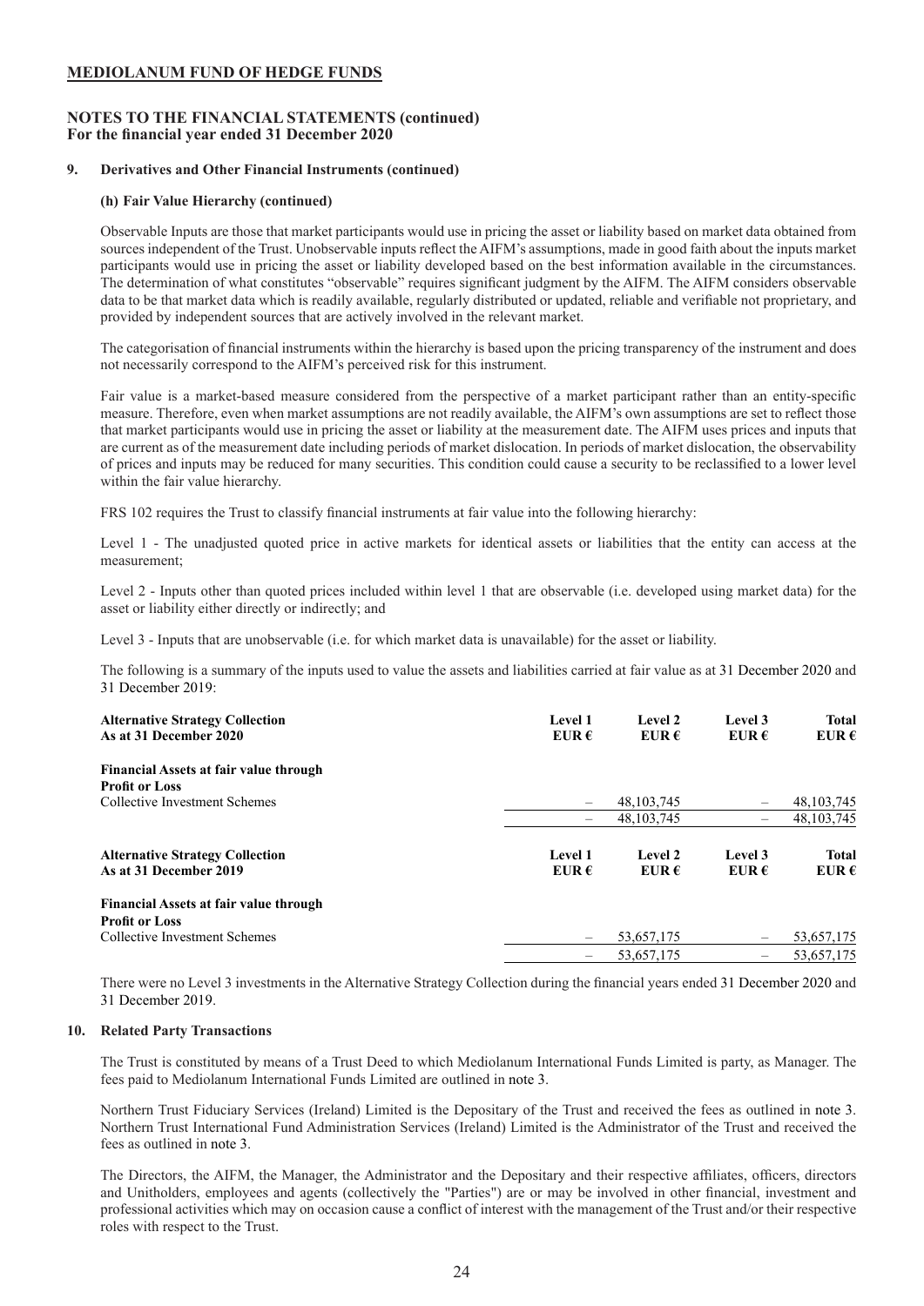**MEDIOLANUM FUND OF HEDGE FUNDS**

**NOTES TO THE FINANCIAL STATEMENTS (continued)**
**For the financial year ended 31 December 2020**

**9. Derivatives and Other Financial Instruments (continued)**

**(h) Fair Value Hierarchy (continued)**

Observable Inputs are those that market participants would use in pricing the asset or liability based on market data obtained from sources independent of the Trust. Unobservable inputs reflect the AIFM's assumptions, made in good faith about the inputs market participants would use in pricing the asset or liability developed based on the best information available in the circumstances. The determination of what constitutes "observable" requires significant judgment by the AIFM. The AIFM considers observable data to be that market data which is readily available, regularly distributed or updated, reliable and verifiable not proprietary, and provided by independent sources that are actively involved in the relevant market.

The categorisation of financial instruments within the hierarchy is based upon the pricing transparency of the instrument and does not necessarily correspond to the AIFM's perceived risk for this instrument.

Fair value is a market-based measure considered from the perspective of a market participant rather than an entity-specific measure. Therefore, even when market assumptions are not readily available, the AIFM's own assumptions are set to reflect those that market participants would use in pricing the asset or liability at the measurement date. The AIFM uses prices and inputs that are current as of the measurement date including periods of market dislocation. In periods of market dislocation, the observability of prices and inputs may be reduced for many securities. This condition could cause a security to be reclassified to a lower level within the fair value hierarchy.

FRS 102 requires the Trust to classify financial instruments at fair value into the following hierarchy:

Level 1 - The unadjusted quoted price in active markets for identical assets or liabilities that the entity can access at the measurement;

Level 2 - Inputs other than quoted prices included within level 1 that are observable (i.e. developed using market data) for the asset or liability either directly or indirectly; and

Level 3 - Inputs that are unobservable (i.e. for which market data is unavailable) for the asset or liability.

The following is a summary of the inputs used to value the assets and liabilities carried at fair value as at 31 December 2020 and 31 December 2019:

| Alternative Strategy Collection As at 31 December 2020 | Level 1 EUR € | Level 2 EUR € | Level 3 EUR € | Total EUR € |
|---|---|---|---|---|
| **Financial Assets at fair value through Profit or Loss** | | | | |
| Collective Investment Schemes | – | 48,103,745 | – | 48,103,745 |
| | – | 48,103,745 | – | 48,103,745 |

| Alternative Strategy Collection As at 31 December 2019 | Level 1 EUR € | Level 2 EUR € | Level 3 EUR € | Total EUR € |
|---|---|---|---|---|
| **Financial Assets at fair value through Profit or Loss** | | | | |
| Collective Investment Schemes | – | 53,657,175 | – | 53,657,175 |
| | – | 53,657,175 | – | 53,657,175 |

There were no Level 3 investments in the Alternative Strategy Collection during the financial years ended 31 December 2020 and 31 December 2019.

**10. Related Party Transactions**

The Trust is constituted by means of a Trust Deed to which Mediolanum International Funds Limited is party, as Manager. The fees paid to Mediolanum International Funds Limited are outlined in note 3.

Northern Trust Fiduciary Services (Ireland) Limited is the Depositary of the Trust and received the fees as outlined in note 3. Northern Trust International Fund Administration Services (Ireland) Limited is the Administrator of the Trust and received the fees as outlined in note 3.

The Directors, the AIFM, the Manager, the Administrator and the Depositary and their respective affiliates, officers, directors and Unitholders, employees and agents (collectively the "Parties") are or may be involved in other financial, investment and professional activities which may on occasion cause a conflict of interest with the management of the Trust and/or their respective roles with respect to the Trust.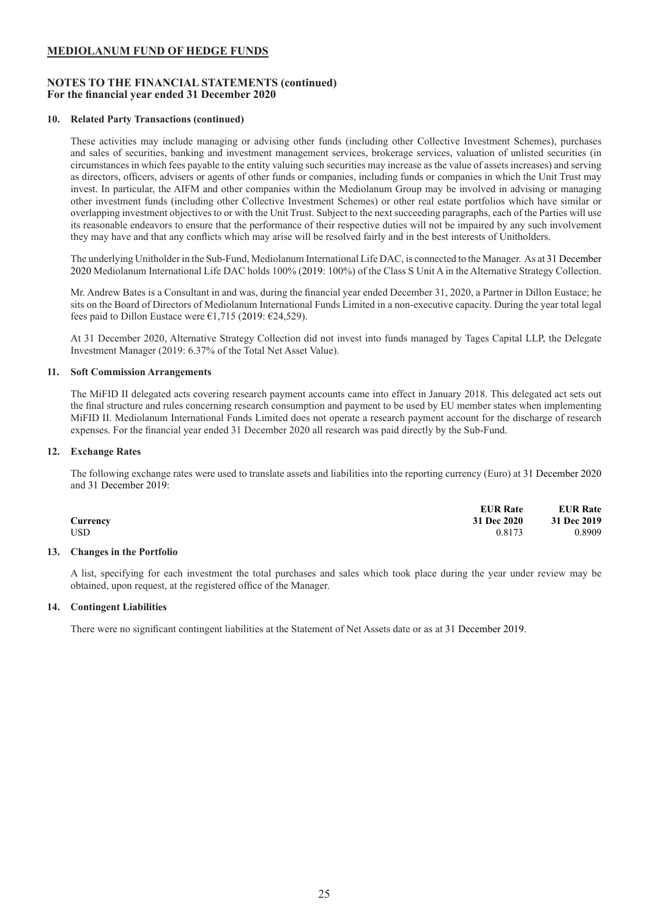**MEDIOLANUM FUND OF HEDGE FUNDS**

**NOTES TO THE FINANCIAL STATEMENTS (continued)**
**For the financial year ended 31 December 2020**

**10. Related Party Transactions (continued)**

These activities may include managing or advising other funds (including other Collective Investment Schemes), purchases and sales of securities, banking and investment management services, brokerage services, valuation of unlisted securities (in circumstances in which fees payable to the entity valuing such securities may increase as the value of assets increases) and serving as directors, officers, advisers or agents of other funds or companies, including funds or companies in which the Unit Trust may invest. In particular, the AIFM and other companies within the Mediolanum Group may be involved in advising or managing other investment funds (including other Collective Investment Schemes) or other real estate portfolios which have similar or overlapping investment objectives to or with the Unit Trust. Subject to the next succeeding paragraphs, each of the Parties will use its reasonable endeavors to ensure that the performance of their respective duties will not be impaired by any such involvement they may have and that any conflicts which may arise will be resolved fairly and in the best interests of Unitholders.

The underlying Unitholder in the Sub-Fund, Mediolanum International Life DAC, is connected to the Manager. As at 31 December 2020 Mediolanum International Life DAC holds 100% (2019: 100%) of the Class S Unit A in the Alternative Strategy Collection.

Mr. Andrew Bates is a Consultant in and was, during the financial year ended December 31, 2020, a Partner in Dillon Eustace; he sits on the Board of Directors of Mediolanum International Funds Limited in a non-executive capacity. During the year total legal fees paid to Dillon Eustace were €1,715 (2019: €24,529).

At 31 December 2020, Alternative Strategy Collection did not invest into funds managed by Tages Capital LLP, the Delegate Investment Manager (2019: 6.37% of the Total Net Asset Value).

**11. Soft Commission Arrangements**

The MiFID II delegated acts covering research payment accounts came into effect in January 2018. This delegated act sets out the final structure and rules concerning research consumption and payment to be used by EU member states when implementing MiFID II. Mediolanum International Funds Limited does not operate a research payment account for the discharge of research expenses. For the financial year ended 31 December 2020 all research was paid directly by the Sub-Fund.

**12. Exchange Rates**

The following exchange rates were used to translate assets and liabilities into the reporting currency (Euro) at 31 December 2020 and 31 December 2019:

| Currency | EUR Rate 31 Dec 2020 | EUR Rate 31 Dec 2019 |
|---|---|---|
| USD | 0.8173 | 0.8909 |

**13. Changes in the Portfolio**

A list, specifying for each investment the total purchases and sales which took place during the year under review may be obtained, upon request, at the registered office of the Manager.

**14. Contingent Liabilities**

There were no significant contingent liabilities at the Statement of Net Assets date or as at 31 December 2019.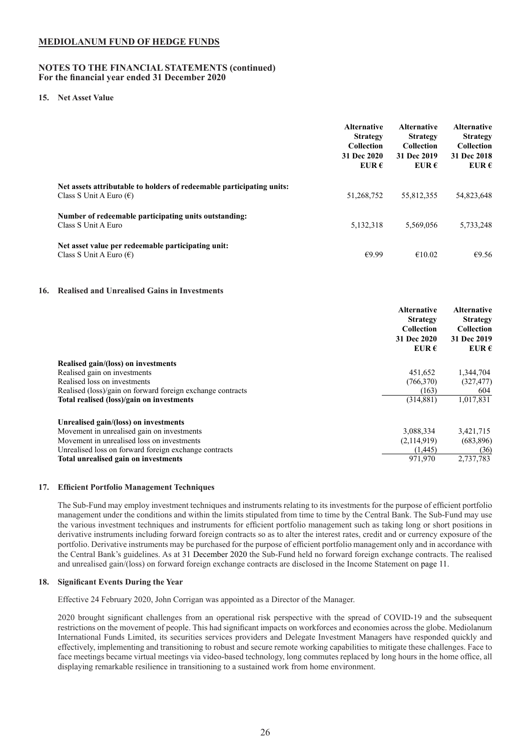## MEDIOLANUM FUND OF HEDGE FUNDS

### NOTES TO THE FINANCIAL STATEMENTS (continued)
**For the financial year ended 31 December 2020**

#### 15. Net Asset Value

| | Alternative Strategy Collection 31 Dec 2020 EUR € | Alternative Strategy Collection 31 Dec 2019 EUR € | Alternative Strategy Collection 31 Dec 2018 EUR € |
|---|---|---|---|
| **Net assets attributable to holders of redeemable participating units:** | | | |
| Class S Unit A Euro (€) | 51,268,752 | 55,812,355 | 54,823,648 |
| **Number of redeemable participating units outstanding:** | | | |
| Class S Unit A Euro | 5,132,318 | 5,569,056 | 5,733,248 |
| **Net asset value per redeemable participating unit:** | | | |
| Class S Unit A Euro (€) | €9.99 | €10.02 | €9.56 |

#### 16. Realised and Unrealised Gains in Investments

| | Alternative Strategy Collection 31 Dec 2020 EUR € | Alternative Strategy Collection 31 Dec 2019 EUR € |
|---|---|---|
| **Realised gain/(loss) on investments** | | |
| Realised gain on investments | 451,652 | 1,344,704 |
| Realised loss on investments | (766,370) | (327,477) |
| Realised (loss)/gain on forward foreign exchange contracts | (163) | 604 |
| **Total realised (loss)/gain on investments** | (314,881) | 1,017,831 |
| **Unrealised gain/(loss) on investments** | | |
| Movement in unrealised gain on investments | 3,088,334 | 3,421,715 |
| Movement in unrealised loss on investments | (2,114,919) | (683,896) |
| Unrealised loss on forward foreign exchange contracts | (1,445) | (36) |
| **Total unrealised gain on investments** | 971,970 | 2,737,783 |

#### 17. Efficient Portfolio Management Techniques

The Sub-Fund may employ investment techniques and instruments relating to its investments for the purpose of efficient portfolio management under the conditions and within the limits stipulated from time to time by the Central Bank. The Sub-Fund may use the various investment techniques and instruments for efficient portfolio management such as taking long or short positions in derivative instruments including forward foreign contracts so as to alter the interest rates, credit and or currency exposure of the portfolio. Derivative instruments may be purchased for the purpose of efficient portfolio management only and in accordance with the Central Bank's guidelines. As at 31 December 2020 the Sub-Fund held no forward foreign exchange contracts. The realised and unrealised gain/(loss) on forward foreign exchange contracts are disclosed in the Income Statement on page 11.

#### 18. Significant Events During the Year

Effective 24 February 2020, John Corrigan was appointed as a Director of the Manager.

2020 brought significant challenges from an operational risk perspective with the spread of COVID-19 and the subsequent restrictions on the movement of people. This had significant impacts on workforces and economies across the globe. Mediolanum International Funds Limited, its securities services providers and Delegate Investment Managers have responded quickly and effectively, implementing and transitioning to robust and secure remote working capabilities to mitigate these challenges. Face to face meetings became virtual meetings via video-based technology, long commutes replaced by long hours in the home office, all displaying remarkable resilience in transitioning to a sustained work from home environment.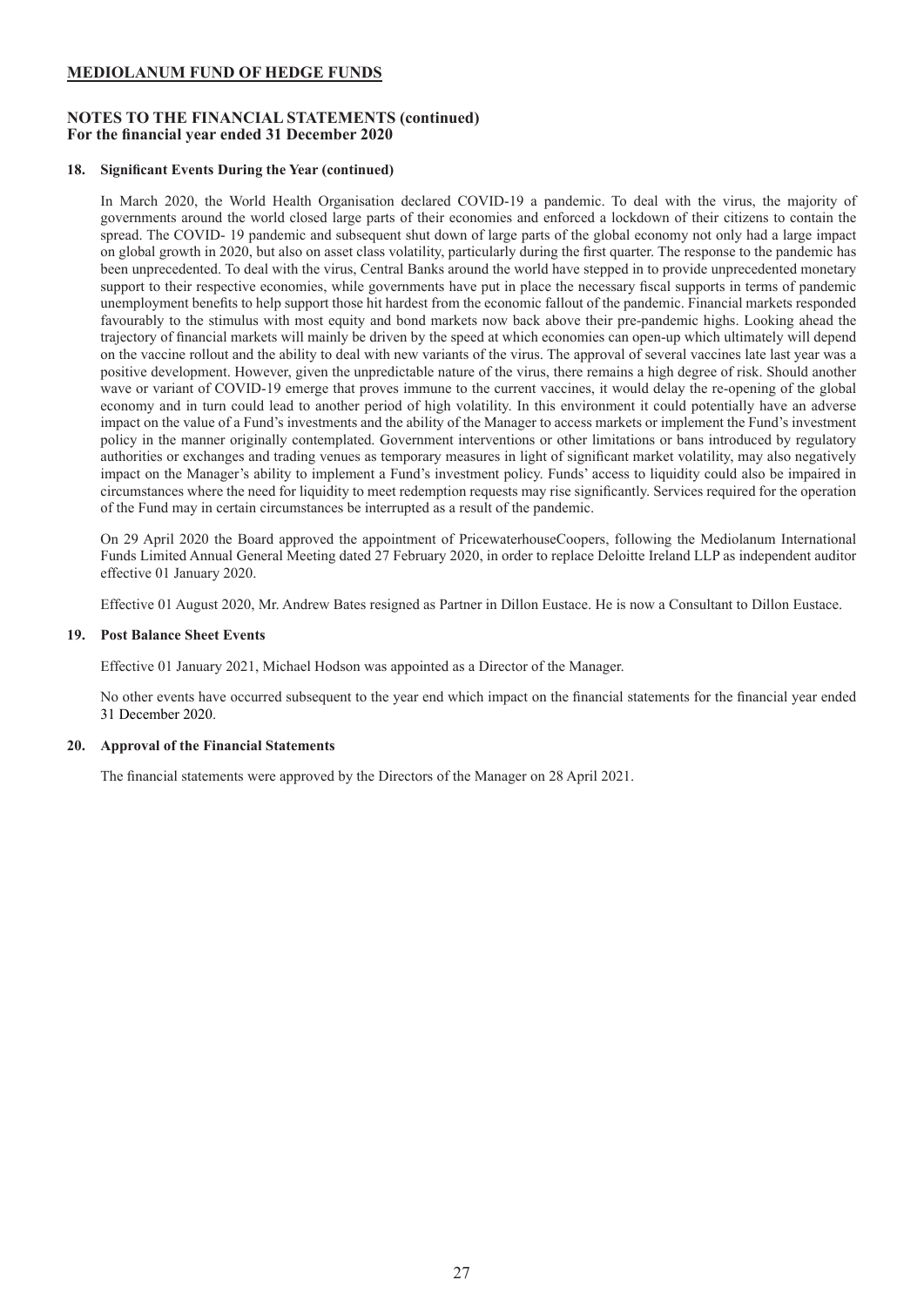**MEDIOLANUM FUND OF HEDGE FUNDS**

**NOTES TO THE FINANCIAL STATEMENTS (continued)**
**For the financial year ended 31 December 2020**

**18. Significant Events During the Year (continued)**

In March 2020, the World Health Organisation declared COVID-19 a pandemic. To deal with the virus, the majority of governments around the world closed large parts of their economies and enforced a lockdown of their citizens to contain the spread. The COVID- 19 pandemic and subsequent shut down of large parts of the global economy not only had a large impact on global growth in 2020, but also on asset class volatility, particularly during the first quarter. The response to the pandemic has been unprecedented. To deal with the virus, Central Banks around the world have stepped in to provide unprecedented monetary support to their respective economies, while governments have put in place the necessary fiscal supports in terms of pandemic unemployment benefits to help support those hit hardest from the economic fallout of the pandemic. Financial markets responded favourably to the stimulus with most equity and bond markets now back above their pre-pandemic highs. Looking ahead the trajectory of financial markets will mainly be driven by the speed at which economies can open-up which ultimately will depend on the vaccine rollout and the ability to deal with new variants of the virus. The approval of several vaccines late last year was a positive development. However, given the unpredictable nature of the virus, there remains a high degree of risk. Should another wave or variant of COVID-19 emerge that proves immune to the current vaccines, it would delay the re-opening of the global economy and in turn could lead to another period of high volatility. In this environment it could potentially have an adverse impact on the value of a Fund's investments and the ability of the Manager to access markets or implement the Fund's investment policy in the manner originally contemplated. Government interventions or other limitations or bans introduced by regulatory authorities or exchanges and trading venues as temporary measures in light of significant market volatility, may also negatively impact on the Manager's ability to implement a Fund's investment policy. Funds' access to liquidity could also be impaired in circumstances where the need for liquidity to meet redemption requests may rise significantly. Services required for the operation of the Fund may in certain circumstances be interrupted as a result of the pandemic.

On 29 April 2020 the Board approved the appointment of PricewaterhouseCoopers, following the Mediolanum International Funds Limited Annual General Meeting dated 27 February 2020, in order to replace Deloitte Ireland LLP as independent auditor effective 01 January 2020.

Effective 01 August 2020, Mr. Andrew Bates resigned as Partner in Dillon Eustace. He is now a Consultant to Dillon Eustace.

**19. Post Balance Sheet Events**

Effective 01 January 2021, Michael Hodson was appointed as a Director of the Manager.

No other events have occurred subsequent to the year end which impact on the financial statements for the financial year ended 31 December 2020.

**20. Approval of the Financial Statements**

The financial statements were approved by the Directors of the Manager on 28 April 2021.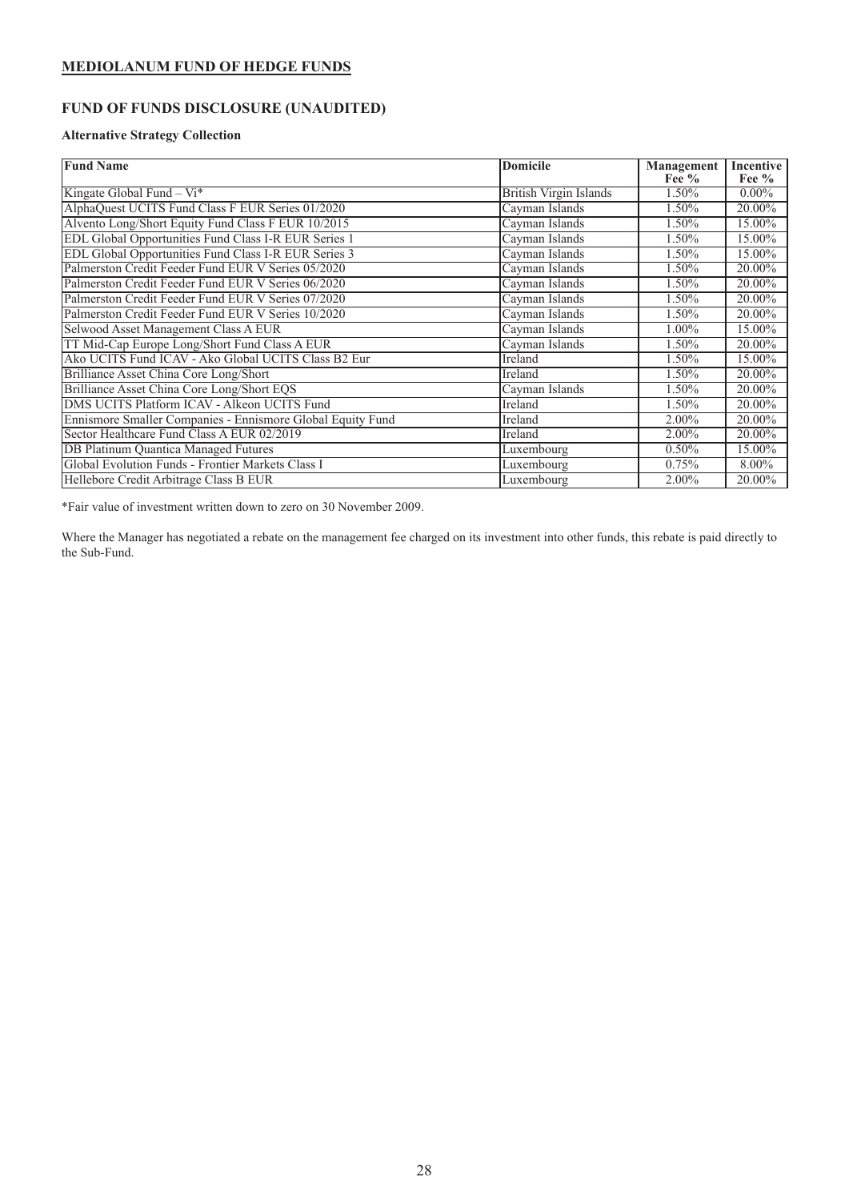## MEDIOLANUM FUND OF HEDGE FUNDS

## FUND OF FUNDS DISCLOSURE (UNAUDITED)

### Alternative Strategy Collection

| Fund Name | Domicile | Management Fee % | Incentive Fee % |
|---|---|---|---|
| Kingate Global Fund – Vi* | British Virgin Islands | 1.50% | 0.00% |
| AlphaQuest UCITS Fund Class F EUR Series 01/2020 | Cayman Islands | 1.50% | 20.00% |
| Alvento Long/Short Equity Fund Class F EUR 10/2015 | Cayman Islands | 1.50% | 15.00% |
| EDL Global Opportunities Fund Class I-R EUR Series 1 | Cayman Islands | 1.50% | 15.00% |
| EDL Global Opportunities Fund Class I-R EUR Series 3 | Cayman Islands | 1.50% | 15.00% |
| Palmerston Credit Feeder Fund EUR V Series 05/2020 | Cayman Islands | 1.50% | 20.00% |
| Palmerston Credit Feeder Fund EUR V Series 06/2020 | Cayman Islands | 1.50% | 20.00% |
| Palmerston Credit Feeder Fund EUR V Series 07/2020 | Cayman Islands | 1.50% | 20.00% |
| Palmerston Credit Feeder Fund EUR V Series 10/2020 | Cayman Islands | 1.50% | 20.00% |
| Selwood Asset Management Class A EUR | Cayman Islands | 1.00% | 15.00% |
| TT Mid-Cap Europe Long/Short Fund Class A EUR | Cayman Islands | 1.50% | 20.00% |
| Ako UCITS Fund ICAV - Ako Global UCITS Class B2 Eur | Ireland | 1.50% | 15.00% |
| Brilliance Asset China Core Long/Short | Ireland | 1.50% | 20.00% |
| Brilliance Asset China Core Long/Short EQS | Cayman Islands | 1.50% | 20.00% |
| DMS UCITS Platform ICAV - Alkeon UCITS Fund | Ireland | 1.50% | 20.00% |
| Ennismore Smaller Companies - Ennismore Global Equity Fund | Ireland | 2.00% | 20.00% |
| Sector Healthcare Fund Class A EUR 02/2019 | Ireland | 2.00% | 20.00% |
| DB Platinum Quantica Managed Futures | Luxembourg | 0.50% | 15.00% |
| Global Evolution Funds - Frontier Markets Class I | Luxembourg | 0.75% | 8.00% |
| Hellebore Credit Arbitrage Class B EUR | Luxembourg | 2.00% | 20.00% |

*Fair value of investment written down to zero on 30 November 2009.

Where the Manager has negotiated a rebate on the management fee charged on its investment into other funds, this rebate is paid directly to the Sub-Fund.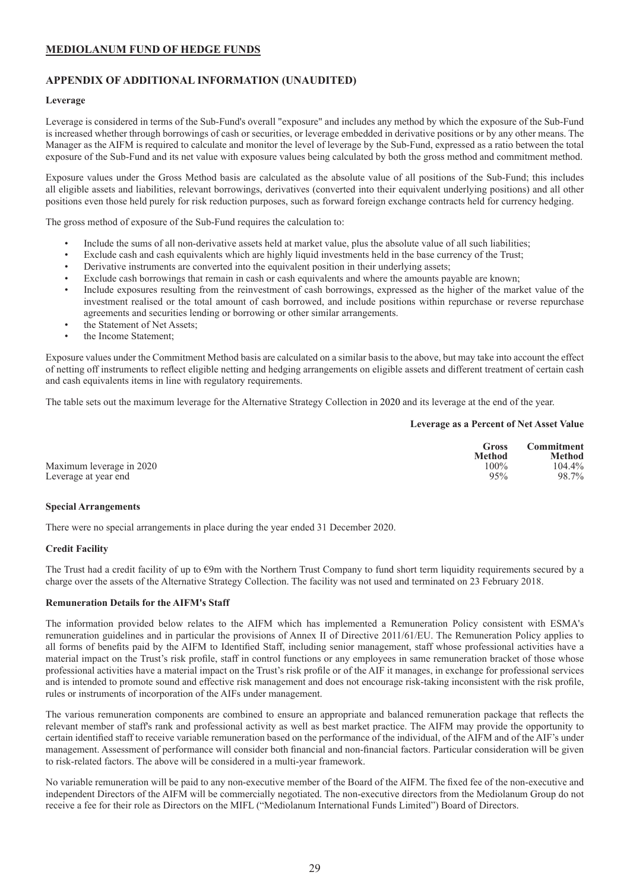## MEDIOLANUM FUND OF HEDGE FUNDS

### APPENDIX OF ADDITIONAL INFORMATION (UNAUDITED)

**Leverage**

Leverage is considered in terms of the Sub-Fund's overall "exposure" and includes any method by which the exposure of the Sub-Fund is increased whether through borrowings of cash or securities, or leverage embedded in derivative positions or by any other means. The Manager as the AIFM is required to calculate and monitor the level of leverage by the Sub-Fund, expressed as a ratio between the total exposure of the Sub-Fund and its net value with exposure values being calculated by both the gross method and commitment method.

Exposure values under the Gross Method basis are calculated as the absolute value of all positions of the Sub-Fund; this includes all eligible assets and liabilities, relevant borrowings, derivatives (converted into their equivalent underlying positions) and all other positions even those held purely for risk reduction purposes, such as forward foreign exchange contracts held for currency hedging.

The gross method of exposure of the Sub-Fund requires the calculation to:

- Include the sums of all non-derivative assets held at market value, plus the absolute value of all such liabilities;
- Exclude cash and cash equivalents which are highly liquid investments held in the base currency of the Trust;
- Derivative instruments are converted into the equivalent position in their underlying assets;
- Exclude cash borrowings that remain in cash or cash equivalents and where the amounts payable are known;
- Include exposures resulting from the reinvestment of cash borrowings, expressed as the higher of the market value of the investment realised or the total amount of cash borrowed, and include positions within repurchase or reverse repurchase agreements and securities lending or borrowing or other similar arrangements.
- the Statement of Net Assets;
- the Income Statement;

Exposure values under the Commitment Method basis are calculated on a similar basis to the above, but may take into account the effect of netting off instruments to reflect eligible netting and hedging arrangements on eligible assets and different treatment of certain cash and cash equivalents items in line with regulatory requirements.

The table sets out the maximum leverage for the Alternative Strategy Collection in 2020 and its leverage at the end of the year.

| | Leverage as a Percent of Net Asset Value | |
|---|---|---|
| | **Gross Method** | **Commitment Method** |
| Maximum leverage in 2020 | 100% | 104.4% |
| Leverage at year end | 95% | 98.7% |

**Special Arrangements**

There were no special arrangements in place during the year ended 31 December 2020.

**Credit Facility**

The Trust had a credit facility of up to €9m with the Northern Trust Company to fund short term liquidity requirements secured by a charge over the assets of the Alternative Strategy Collection. The facility was not used and terminated on 23 February 2018.

**Remuneration Details for the AIFM's Staff**

The information provided below relates to the AIFM which has implemented a Remuneration Policy consistent with ESMA's remuneration guidelines and in particular the provisions of Annex II of Directive 2011/61/EU. The Remuneration Policy applies to all forms of benefits paid by the AIFM to Identified Staff, including senior management, staff whose professional activities have a material impact on the Trust's risk profile, staff in control functions or any employees in same remuneration bracket of those whose professional activities have a material impact on the Trust's risk profile or of the AIF it manages, in exchange for professional services and is intended to promote sound and effective risk management and does not encourage risk-taking inconsistent with the risk profile, rules or instruments of incorporation of the AIFs under management.

The various remuneration components are combined to ensure an appropriate and balanced remuneration package that reflects the relevant member of staff's rank and professional activity as well as best market practice. The AIFM may provide the opportunity to certain identified staff to receive variable remuneration based on the performance of the individual, of the AIFM and of the AIF's under management. Assessment of performance will consider both financial and non-financial factors. Particular consideration will be given to risk-related factors. The above will be considered in a multi-year framework.

No variable remuneration will be paid to any non-executive member of the Board of the AIFM. The fixed fee of the non-executive and independent Directors of the AIFM will be commercially negotiated. The non-executive directors from the Mediolanum Group do not receive a fee for their role as Directors on the MIFL ("Mediolanum International Funds Limited") Board of Directors.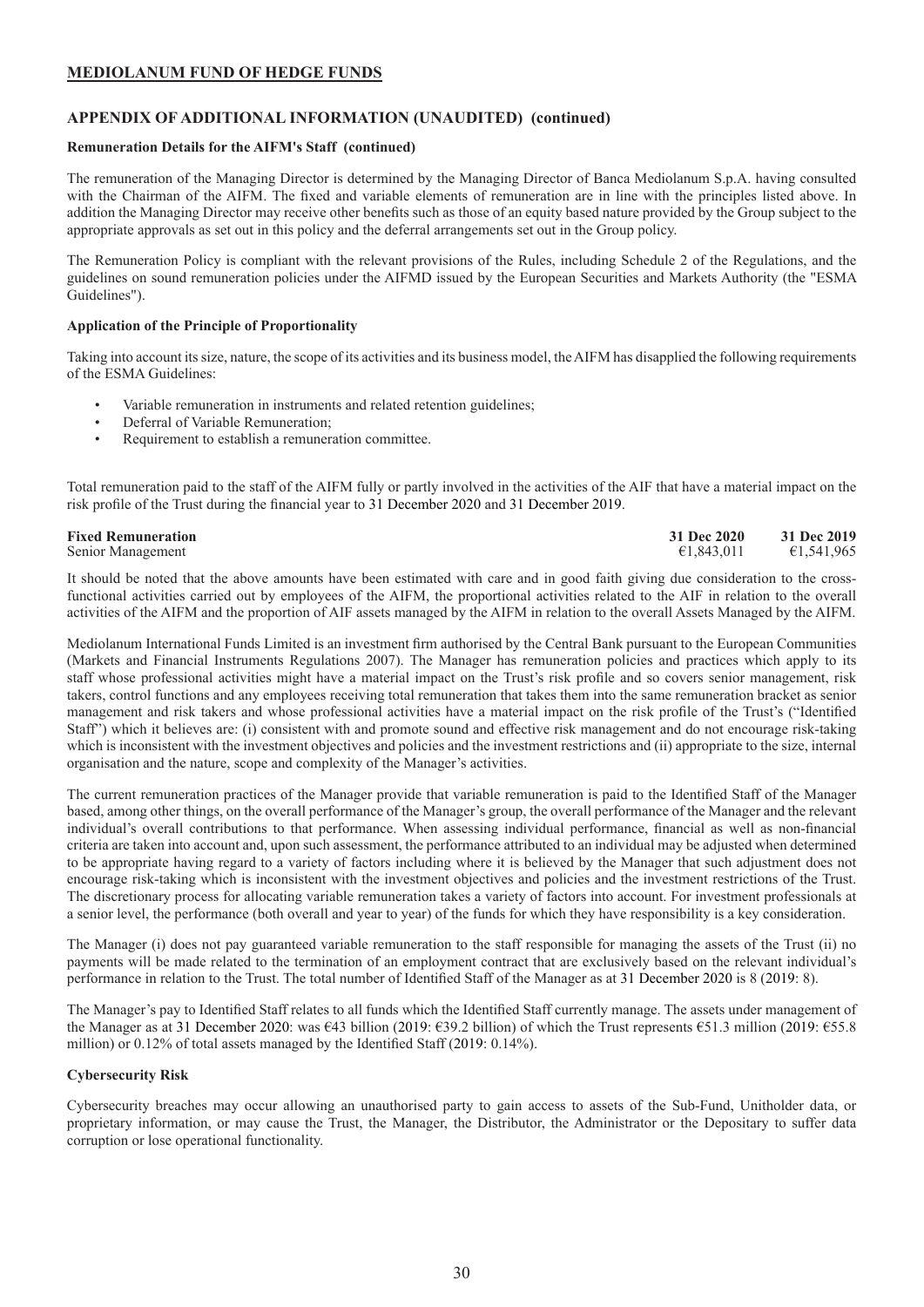## MEDIOLANUM FUND OF HEDGE FUNDS

### APPENDIX OF ADDITIONAL INFORMATION (UNAUDITED) (continued)

**Remuneration Details for the AIFM's Staff (continued)**

The remuneration of the Managing Director is determined by the Managing Director of Banca Mediolanum S.p.A. having consulted with the Chairman of the AIFM. The fixed and variable elements of remuneration are in line with the principles listed above. In addition the Managing Director may receive other benefits such as those of an equity based nature provided by the Group subject to the appropriate approvals as set out in this policy and the deferral arrangements set out in the Group policy.

The Remuneration Policy is compliant with the relevant provisions of the Rules, including Schedule 2 of the Regulations, and the guidelines on sound remuneration policies under the AIFMD issued by the European Securities and Markets Authority (the "ESMA Guidelines").

**Application of the Principle of Proportionality**

Taking into account its size, nature, the scope of its activities and its business model, the AIFM has disapplied the following requirements of the ESMA Guidelines:

- Variable remuneration in instruments and related retention guidelines;
- Deferral of Variable Remuneration;
- Requirement to establish a remuneration committee.

Total remuneration paid to the staff of the AIFM fully or partly involved in the activities of the AIF that have a material impact on the risk profile of the Trust during the financial year to 31 December 2020 and 31 December 2019.

| **Fixed Remuneration** | **31 Dec 2020** | **31 Dec 2019** |
|---|---|---|
| Senior Management | €1,843,011 | €1,541,965 |

It should be noted that the above amounts have been estimated with care and in good faith giving due consideration to the cross-functional activities carried out by employees of the AIFM, the proportional activities related to the AIF in relation to the overall activities of the AIFM and the proportion of AIF assets managed by the AIFM in relation to the overall Assets Managed by the AIFM.

Mediolanum International Funds Limited is an investment firm authorised by the Central Bank pursuant to the European Communities (Markets and Financial Instruments Regulations 2007). The Manager has remuneration policies and practices which apply to its staff whose professional activities might have a material impact on the Trust's risk profile and so covers senior management, risk takers, control functions and any employees receiving total remuneration that takes them into the same remuneration bracket as senior management and risk takers and whose professional activities have a material impact on the risk profile of the Trust's ("Identified Staff") which it believes are: (i) consistent with and promote sound and effective risk management and do not encourage risk-taking which is inconsistent with the investment objectives and policies and the investment restrictions and (ii) appropriate to the size, internal organisation and the nature, scope and complexity of the Manager's activities.

The current remuneration practices of the Manager provide that variable remuneration is paid to the Identified Staff of the Manager based, among other things, on the overall performance of the Manager's group, the overall performance of the Manager and the relevant individual's overall contributions to that performance. When assessing individual performance, financial as well as non-financial criteria are taken into account and, upon such assessment, the performance attributed to an individual may be adjusted when determined to be appropriate having regard to a variety of factors including where it is believed by the Manager that such adjustment does not encourage risk-taking which is inconsistent with the investment objectives and policies and the investment restrictions of the Trust. The discretionary process for allocating variable remuneration takes a variety of factors into account. For investment professionals at a senior level, the performance (both overall and year to year) of the funds for which they have responsibility is a key consideration.

The Manager (i) does not pay guaranteed variable remuneration to the staff responsible for managing the assets of the Trust (ii) no payments will be made related to the termination of an employment contract that are exclusively based on the relevant individual's performance in relation to the Trust. The total number of Identified Staff of the Manager as at 31 December 2020 is 8 (2019: 8).

The Manager's pay to Identified Staff relates to all funds which the Identified Staff currently manage. The assets under management of the Manager as at 31 December 2020: was €43 billion (2019: €39.2 billion) of which the Trust represents €51.3 million (2019: €55.8 million) or 0.12% of total assets managed by the Identified Staff (2019: 0.14%).

**Cybersecurity Risk**

Cybersecurity breaches may occur allowing an unauthorised party to gain access to assets of the Sub-Fund, Unitholder data, or proprietary information, or may cause the Trust, the Manager, the Distributor, the Administrator or the Depositary to suffer data corruption or lose operational functionality.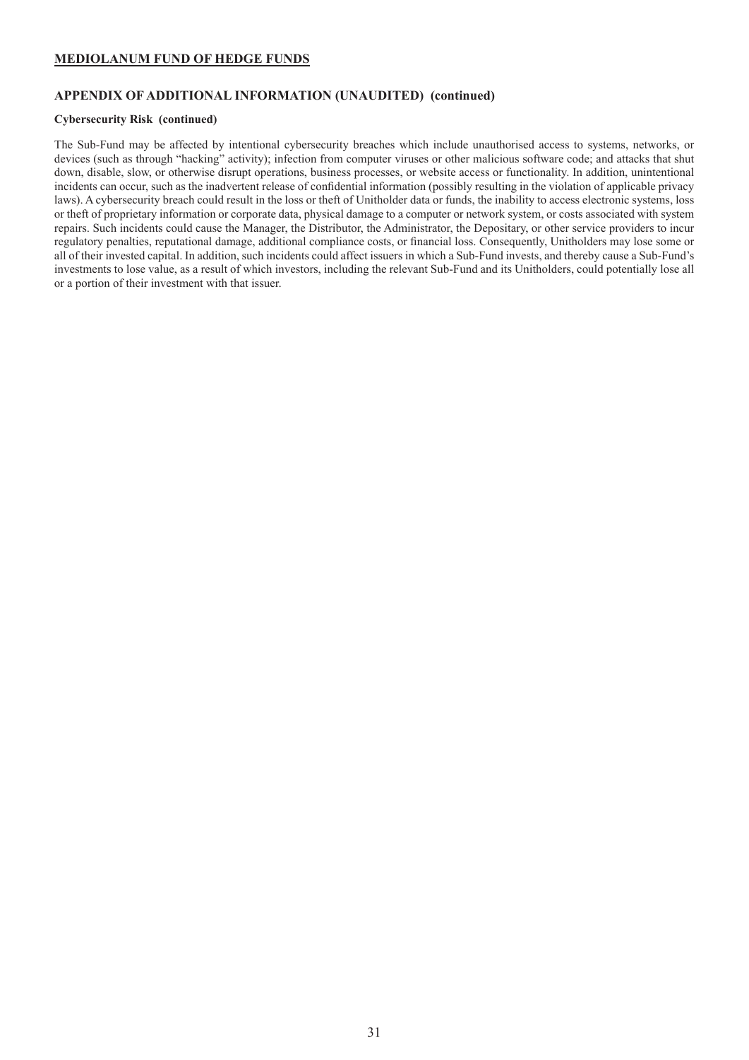## MEDIOLANUM FUND OF HEDGE FUNDS

## APPENDIX OF ADDITIONAL INFORMATION (UNAUDITED) (continued)

**Cybersecurity Risk (continued)**

The Sub-Fund may be affected by intentional cybersecurity breaches which include unauthorised access to systems, networks, or devices (such as through "hacking" activity); infection from computer viruses or other malicious software code; and attacks that shut down, disable, slow, or otherwise disrupt operations, business processes, or website access or functionality. In addition, unintentional incidents can occur, such as the inadvertent release of confidential information (possibly resulting in the violation of applicable privacy laws). A cybersecurity breach could result in the loss or theft of Unitholder data or funds, the inability to access electronic systems, loss or theft of proprietary information or corporate data, physical damage to a computer or network system, or costs associated with system repairs. Such incidents could cause the Manager, the Distributor, the Administrator, the Depositary, or other service providers to incur regulatory penalties, reputational damage, additional compliance costs, or financial loss. Consequently, Unitholders may lose some or all of their invested capital. In addition, such incidents could affect issuers in which a Sub-Fund invests, and thereby cause a Sub-Fund's investments to lose value, as a result of which investors, including the relevant Sub-Fund and its Unitholders, could potentially lose all or a portion of their investment with that issuer.